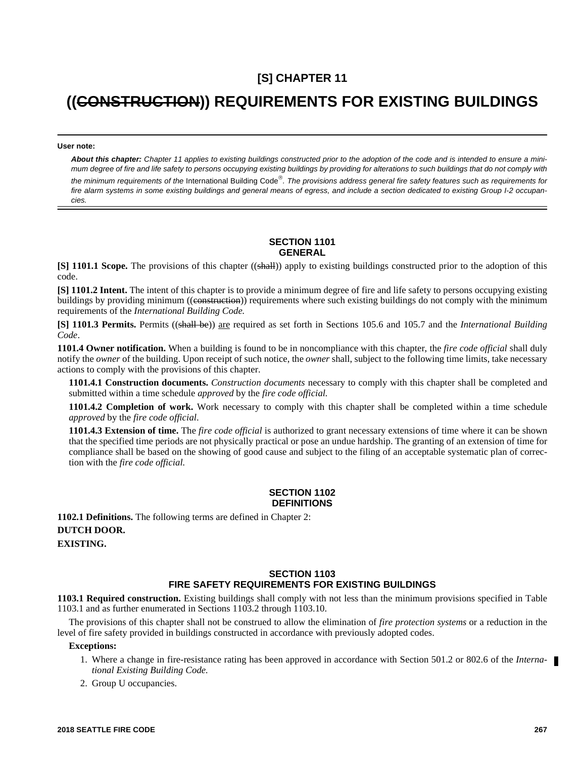# [S] CHAPTER 11

# ((~~CONSTRUCTION~~)) REQUIREMENTS FOR EXISTING BUILDINGS

**User note:**

***About this chapter:*** *Chapter 11 applies to existing buildings constructed prior to the adoption of the code and is intended to ensure a minimum degree of fire and life safety to persons occupying existing buildings by providing for alterations to such buildings that do not comply with the minimum requirements of the* International Building Code®. *The provisions address general fire safety features such as requirements for fire alarm systems in some existing buildings and general means of egress, and include a section dedicated to existing Group I-2 occupancies.*

## SECTION 1101 GENERAL

**[S] 1101.1 Scope.** The provisions of this chapter ((~~shall~~)) apply to existing buildings constructed prior to the adoption of this code.

**[S] 1101.2 Intent.** The intent of this chapter is to provide a minimum degree of fire and life safety to persons occupying existing buildings by providing minimum ((~~construction~~)) requirements where such existing buildings do not comply with the minimum requirements of the *International Building Code.*

**[S] 1101.3 Permits.** Permits ((~~shall be~~)) <u>are</u> required as set forth in Sections 105.6 and 105.7 and the *International Building Code*.

**1101.4 Owner notification.** When a building is found to be in noncompliance with this chapter, the *fire code official* shall duly notify the *owner* of the building. Upon receipt of such notice, the *owner* shall, subject to the following time limits, take necessary actions to comply with the provisions of this chapter.

**1101.4.1 Construction documents.** *Construction documents* necessary to comply with this chapter shall be completed and submitted within a time schedule *approved* by the *fire code official.*

**1101.4.2 Completion of work.** Work necessary to comply with this chapter shall be completed within a time schedule *approved* by the *fire code official*.

**1101.4.3 Extension of time.** The *fire code official* is authorized to grant necessary extensions of time where it can be shown that the specified time periods are not physically practical or pose an undue hardship. The granting of an extension of time for compliance shall be based on the showing of good cause and subject to the filing of an acceptable systematic plan of correction with the *fire code official.*

## SECTION 1102 DEFINITIONS

**1102.1 Definitions.** The following terms are defined in Chapter 2:

**DUTCH DOOR.**

**EXISTING.**

## SECTION 1103 FIRE SAFETY REQUIREMENTS FOR EXISTING BUILDINGS

**1103.1 Required construction.** Existing buildings shall comply with not less than the minimum provisions specified in Table 1103.1 and as further enumerated in Sections 1103.2 through 1103.10.

The provisions of this chapter shall not be construed to allow the elimination of *fire protection systems* or a reduction in the level of fire safety provided in buildings constructed in accordance with previously adopted codes.

**Exceptions:**

1. Where a change in fire-resistance rating has been approved in accordance with Section 501.2 or 802.6 of the *International Existing Building Code.*
2. Group U occupancies.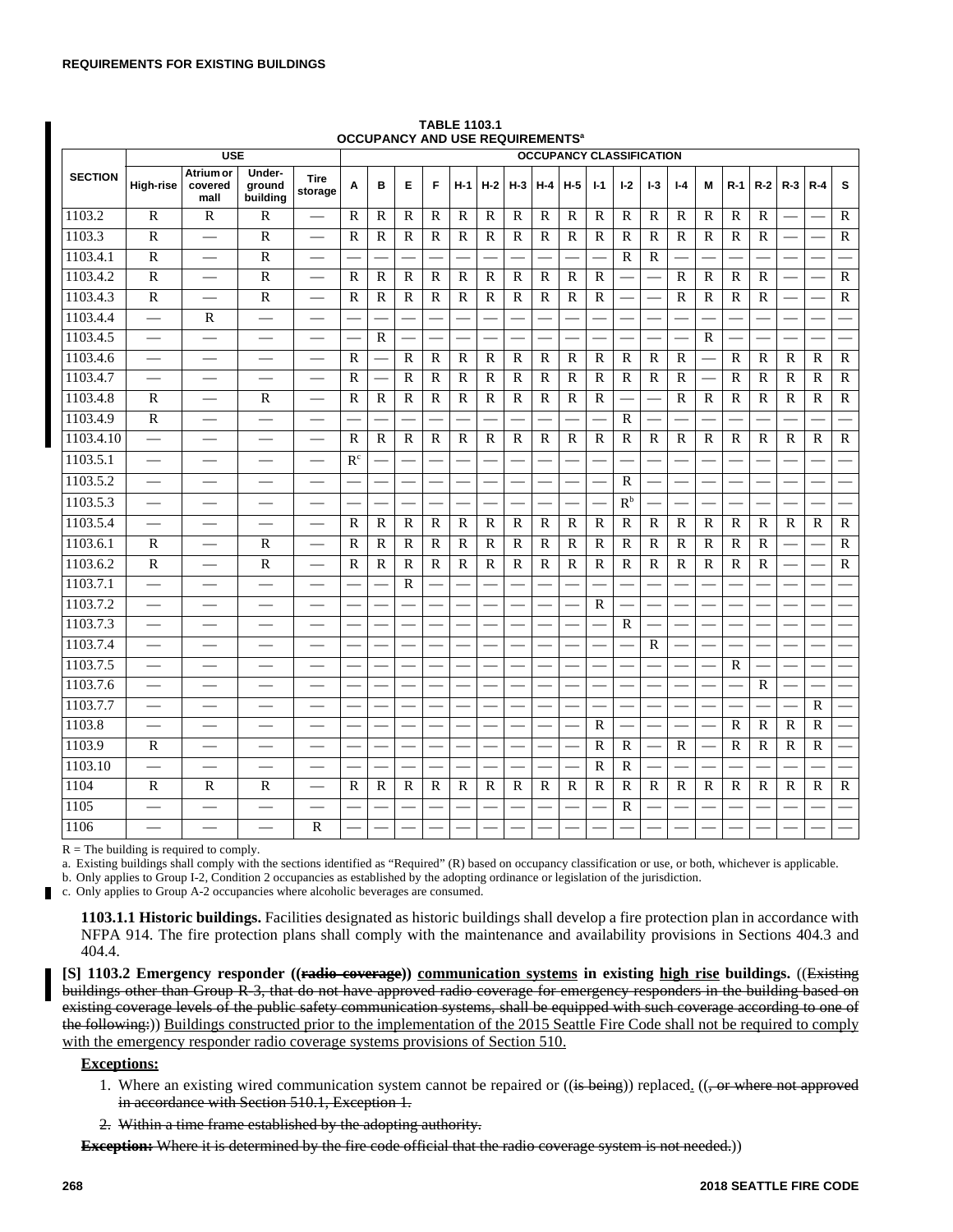**TABLE 1103.1**
**OCCUPANCY AND USE REQUIREMENTS[a]**

| SECTION | USE | | | | OCCUPANCY CLASSIFICATION | | | | | | | | | | | | | | | | | | | |
|---|---|---|---|---|---|---|---|---|---|---|---|---|---|---|---|---|---|---|---|---|---|---|---|---|
| | High-rise | Atrium or covered mall | Under-ground building | Tire storage | A | B | E | F | H-1 | H-2 | H-3 | H-4 | H-5 | I-1 | I-2 | I-3 | I-4 | M | R-1 | R-2 | R-3 | R-4 | S |
| 1103.2 | R | R | R | — | R | R | R | R | R | R | R | R | R | R | R | R | R | R | R | R | — | — | R |
| 1103.3 | R | — | R | — | R | R | R | R | R | R | R | R | R | R | R | R | R | R | R | R | — | — | R |
| 1103.4.1 | R | — | R | — | — | — | — | — | — | — | — | — | — | — | R | R | — | — | — | — | — | — | — |
| 1103.4.2 | R | — | R | — | R | R | R | R | R | R | R | R | R | R | — | — | R | R | R | R | — | — | R |
| 1103.4.3 | R | — | R | — | R | R | R | R | R | R | R | R | R | R | — | — | R | R | R | R | — | — | R |
| 1103.4.4 | — | R | — | — | — | — | — | — | — | — | — | — | — | — | — | — | — | — | — | — | — | — | — |
| 1103.4.5 | — | — | — | — | — | R | — | — | — | — | — | — | — | — | — | — | — | R | — | — | — | — | — |
| 1103.4.6 | — | — | — | — | R | — | R | R | R | R | R | R | R | R | R | R | R | — | R | R | R | R | R |
| 1103.4.7 | — | — | — | — | R | — | R | R | R | R | R | R | R | R | R | R | R | — | R | R | R | R | R |
| 1103.4.8 | R | — | R | — | R | R | R | R | R | R | R | R | R | R | — | — | R | R | R | R | R | R | R |
| 1103.4.9 | R | — | — | — | — | — | — | — | — | — | — | — | — | — | R | — | — | — | — | — | — | — | — |
| 1103.4.10 | — | — | — | — | R | R | R | R | R | R | R | R | R | R | R | R | R | R | R | R | R | R | R |
| 1103.5.1 | — | — | — | — | R[c] | — | — | — | — | — | — | — | — | — | — | — | — | — | — | — | — | — | — |
| 1103.5.2 | — | — | — | — | — | — | — | — | — | — | — | — | — | — | R | — | — | — | — | — | — | — | — |
| 1103.5.3 | — | — | — | — | — | — | — | — | — | — | — | — | — | — | R[b] | — | — | — | — | — | — | — | — |
| 1103.5.4 | — | — | — | — | R | R | R | R | R | R | R | R | R | R | R | R | R | R | R | R | R | R | R |
| 1103.6.1 | R | — | R | — | R | R | R | R | R | R | R | R | R | R | R | R | R | R | R | R | — | — | R |
| 1103.6.2 | R | — | R | — | R | R | R | R | R | R | R | R | R | R | R | R | R | R | R | R | — | — | R |
| 1103.7.1 | — | — | — | — | — | — | R | — | — | — | — | — | — | — | — | — | — | — | — | — | — | — | — |
| 1103.7.2 | — | — | — | — | — | — | — | — | — | — | — | — | — | R | — | — | — | — | — | — | — | — | — |
| 1103.7.3 | — | — | — | — | — | — | — | — | — | — | — | — | — | — | R | — | — | — | — | — | — | — | — |
| 1103.7.4 | — | — | — | — | — | — | — | — | — | — | — | — | — | — | — | R | — | — | — | — | — | — | — |
| 1103.7.5 | — | — | — | — | — | — | — | — | — | — | — | — | — | — | — | — | — | — | R | — | — | — | — |
| 1103.7.6 | — | — | — | — | — | — | — | — | — | — | — | — | — | — | — | — | — | — | — | R | — | — | — |
| 1103.7.7 | — | — | — | — | — | — | — | — | — | — | — | — | — | — | — | — | — | — | — | — | — | R | — |
| 1103.8 | — | — | — | — | — | — | — | — | — | — | — | — | — | R | — | — | — | — | R | R | R | R | — |
| 1103.9 | R | — | — | — | — | — | — | — | — | — | — | — | — | R | R | — | R | — | R | R | R | R | — |
| 1103.10 | — | — | — | — | — | — | — | — | — | — | — | — | — | R | R | — | — | — | — | — | — | — | — |
| 1104 | R | R | R | — | R | R | R | R | R | R | R | R | R | R | R | R | R | R | R | R | R | R | R |
| 1105 | — | — | — | — | — | — | — | — | — | — | — | — | — | — | R | — | — | — | — | — | — | — | — |
| 1106 | — | — | — | R | — | — | — | — | — | — | — | — | — | — | — | — | — | — | — | — | — | — | — |

R = The building is required to comply.

a. Existing buildings shall comply with the sections identified as "Required" (R) based on occupancy classification or use, or both, whichever is applicable.

b. Only applies to Group I-2, Condition 2 occupancies as established by the adopting ordinance or legislation of the jurisdiction.

c. Only applies to Group A-2 occupancies where alcoholic beverages are consumed.

**1103.1.1 Historic buildings.** Facilities designated as historic buildings shall develop a fire protection plan in accordance with NFPA 914. The fire protection plans shall comply with the maintenance and availability provisions in Sections 404.3 and 404.4.

**[S] 1103.2 Emergency responder ((~~radio coverage~~)) <u>communication systems</u> in existing <u>high rise</u> buildings.** ((~~Existing buildings other than Group R-3, that do not have approved radio coverage for emergency responders in the building based on existing coverage levels of the public safety communication systems, shall be equipped with such coverage according to one of the following:~~)) <u>Buildings constructed prior to the implementation of the 2015 Seattle Fire Code shall not be required to comply with the emergency responder radio coverage systems provisions of Section 510.</u>

**<u>Exceptions:</u>**

1. Where an existing wired communication system cannot be repaired or ((~~is being~~)) replaced<u>.</u> ((~~, or where not approved in accordance with Section 510.1, Exception 1.~~

2. ~~Within a time frame established by the adopting authority.~~

~~**Exception:** Where it is determined by the fire code official that the radio coverage system is not needed.~~))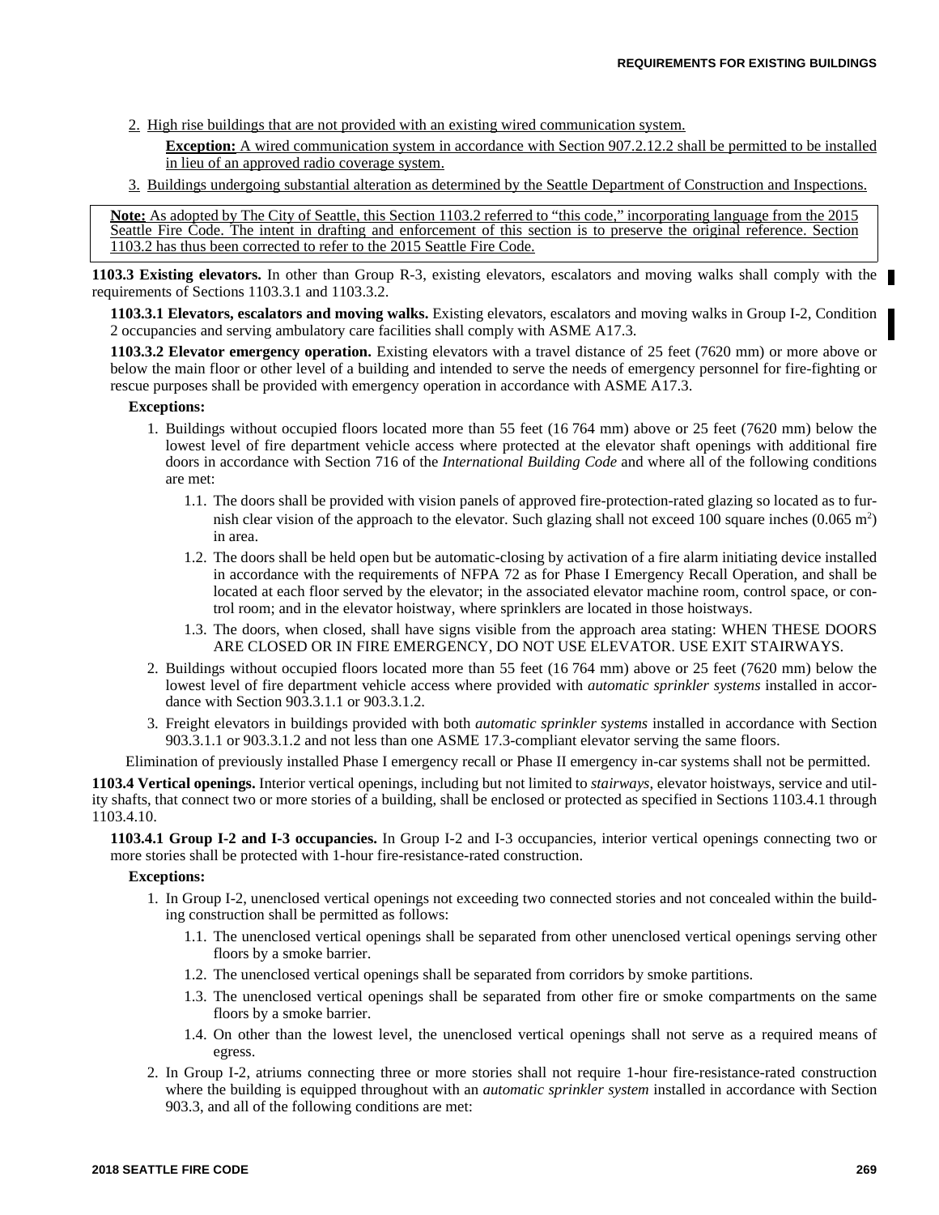2. High rise buildings that are not provided with an existing wired communication system.

   **Exception:** A wired communication system in accordance with Section 907.2.12.2 shall be permitted to be installed in lieu of an approved radio coverage system.

3. Buildings undergoing substantial alteration as determined by the Seattle Department of Construction and Inspections.

> **Note:** As adopted by The City of Seattle, this Section 1103.2 referred to "this code," incorporating language from the 2015 Seattle Fire Code. The intent in drafting and enforcement of this section is to preserve the original reference. Section 1103.2 has thus been corrected to refer to the 2015 Seattle Fire Code.

**1103.3 Existing elevators.** In other than Group R-3, existing elevators, escalators and moving walks shall comply with the requirements of Sections 1103.3.1 and 1103.3.2.

**1103.3.1 Elevators, escalators and moving walks.** Existing elevators, escalators and moving walks in Group I-2, Condition 2 occupancies and serving ambulatory care facilities shall comply with ASME A17.3.

**1103.3.2 Elevator emergency operation.** Existing elevators with a travel distance of 25 feet (7620 mm) or more above or below the main floor or other level of a building and intended to serve the needs of emergency personnel for fire-fighting or rescue purposes shall be provided with emergency operation in accordance with ASME A17.3.

**Exceptions:**

1. Buildings without occupied floors located more than 55 feet (16 764 mm) above or 25 feet (7620 mm) below the lowest level of fire department vehicle access where protected at the elevator shaft openings with additional fire doors in accordance with Section 716 of the *International Building Code* and where all of the following conditions are met:
   1.1. The doors shall be provided with vision panels of approved fire-protection-rated glazing so located as to furnish clear vision of the approach to the elevator. Such glazing shall not exceed 100 square inches (0.065 $m^2$) in area.
   1.2. The doors shall be held open but be automatic-closing by activation of a fire alarm initiating device installed in accordance with the requirements of NFPA 72 as for Phase I Emergency Recall Operation, and shall be located at each floor served by the elevator; in the associated elevator machine room, control space, or control room; and in the elevator hoistway, where sprinklers are located in those hoistways.
   1.3. The doors, when closed, shall have signs visible from the approach area stating: WHEN THESE DOORS ARE CLOSED OR IN FIRE EMERGENCY, DO NOT USE ELEVATOR. USE EXIT STAIRWAYS.
2. Buildings without occupied floors located more than 55 feet (16 764 mm) above or 25 feet (7620 mm) below the lowest level of fire department vehicle access where provided with *automatic sprinkler systems* installed in accordance with Section 903.3.1.1 or 903.3.1.2.
3. Freight elevators in buildings provided with both *automatic sprinkler systems* installed in accordance with Section 903.3.1.1 or 903.3.1.2 and not less than one ASME 17.3-compliant elevator serving the same floors.

Elimination of previously installed Phase I emergency recall or Phase II emergency in-car systems shall not be permitted.

**1103.4 Vertical openings.** Interior vertical openings, including but not limited to *stairways*, elevator hoistways, service and utility shafts, that connect two or more stories of a building, shall be enclosed or protected as specified in Sections 1103.4.1 through 1103.4.10.

**1103.4.1 Group I-2 and I-3 occupancies.** In Group I-2 and I-3 occupancies, interior vertical openings connecting two or more stories shall be protected with 1-hour fire-resistance-rated construction.

**Exceptions:**

1. In Group I-2, unenclosed vertical openings not exceeding two connected stories and not concealed within the building construction shall be permitted as follows:
   1.1. The unenclosed vertical openings shall be separated from other unenclosed vertical openings serving other floors by a smoke barrier.
   1.2. The unenclosed vertical openings shall be separated from corridors by smoke partitions.
   1.3. The unenclosed vertical openings shall be separated from other fire or smoke compartments on the same floors by a smoke barrier.
   1.4. On other than the lowest level, the unenclosed vertical openings shall not serve as a required means of egress.
2. In Group I-2, atriums connecting three or more stories shall not require 1-hour fire-resistance-rated construction where the building is equipped throughout with an *automatic sprinkler system* installed in accordance with Section 903.3, and all of the following conditions are met: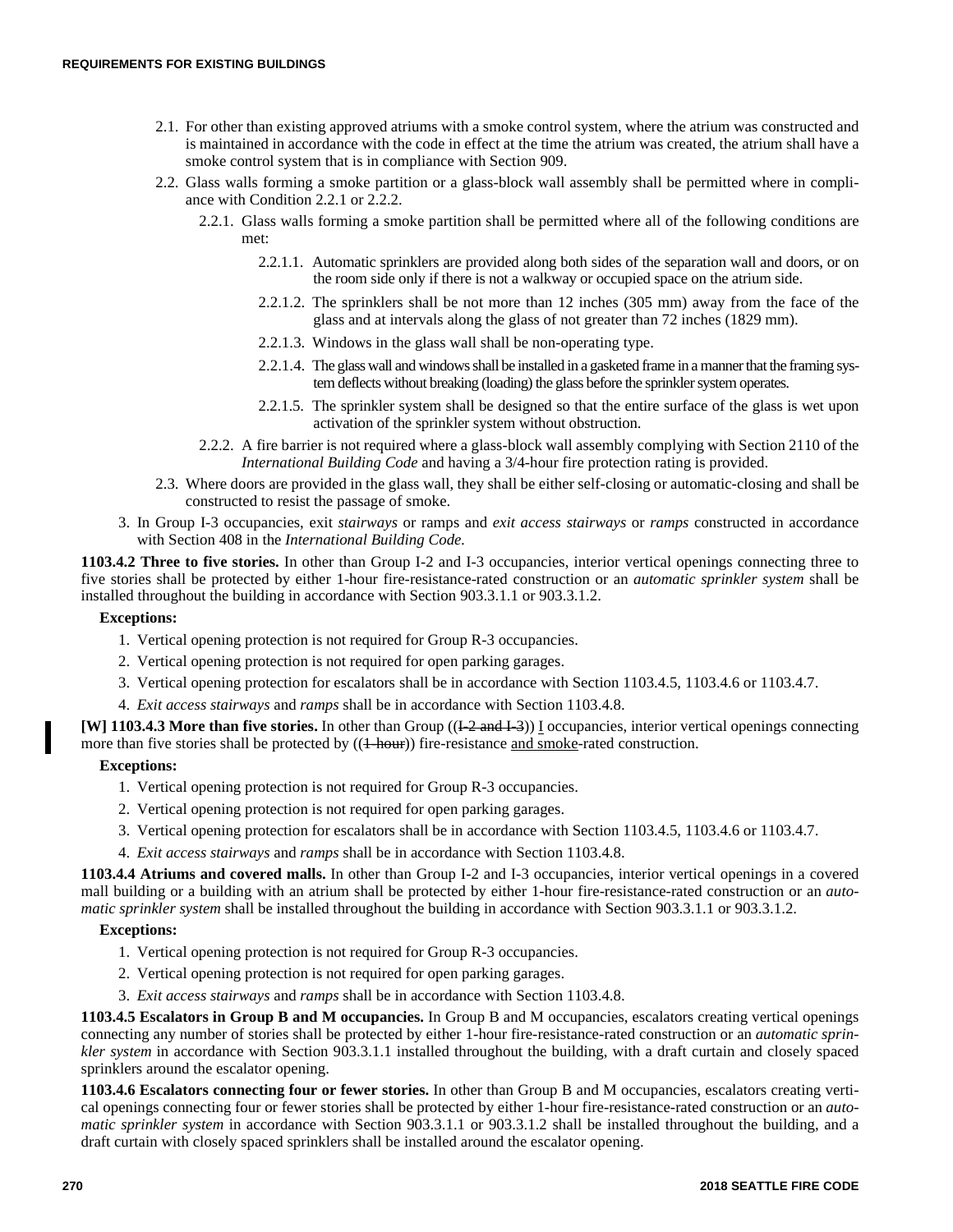2.1. For other than existing approved atriums with a smoke control system, where the atrium was constructed and is maintained in accordance with the code in effect at the time the atrium was created, the atrium shall have a smoke control system that is in compliance with Section 909.

2.2. Glass walls forming a smoke partition or a glass-block wall assembly shall be permitted where in compliance with Condition 2.2.1 or 2.2.2.

2.2.1. Glass walls forming a smoke partition shall be permitted where all of the following conditions are met:

2.2.1.1. Automatic sprinklers are provided along both sides of the separation wall and doors, or on the room side only if there is not a walkway or occupied space on the atrium side.

2.2.1.2. The sprinklers shall be not more than 12 inches (305 mm) away from the face of the glass and at intervals along the glass of not greater than 72 inches (1829 mm).

2.2.1.3. Windows in the glass wall shall be non-operating type.

2.2.1.4. The glass wall and windows shall be installed in a gasketed frame in a manner that the framing system deflects without breaking (loading) the glass before the sprinkler system operates.

2.2.1.5. The sprinkler system shall be designed so that the entire surface of the glass is wet upon activation of the sprinkler system without obstruction.

2.2.2. A fire barrier is not required where a glass-block wall assembly complying with Section 2110 of the *International Building Code* and having a 3/4-hour fire protection rating is provided.

2.3. Where doors are provided in the glass wall, they shall be either self-closing or automatic-closing and shall be constructed to resist the passage of smoke.

3. In Group I-3 occupancies, exit *stairways* or ramps and *exit access stairways* or *ramps* constructed in accordance with Section 408 in the *International Building Code.*

**1103.4.2 Three to five stories.** In other than Group I-2 and I-3 occupancies, interior vertical openings connecting three to five stories shall be protected by either 1-hour fire-resistance-rated construction or an *automatic sprinkler system* shall be installed throughout the building in accordance with Section 903.3.1.1 or 903.3.1.2.

**Exceptions:**

1. Vertical opening protection is not required for Group R-3 occupancies.
2. Vertical opening protection is not required for open parking garages.
3. Vertical opening protection for escalators shall be in accordance with Section 1103.4.5, 1103.4.6 or 1103.4.7.
4. *Exit access stairways* and *ramps* shall be in accordance with Section 1103.4.8.

**[W] 1103.4.3 More than five stories.** In other than Group ((~~I-2 and I-3~~)) I occupancies, interior vertical openings connecting more than five stories shall be protected by ((~~1-hour~~)) fire-resistance and smoke-rated construction.

**Exceptions:**

1. Vertical opening protection is not required for Group R-3 occupancies.
2. Vertical opening protection is not required for open parking garages.
3. Vertical opening protection for escalators shall be in accordance with Section 1103.4.5, 1103.4.6 or 1103.4.7.
4. *Exit access stairways* and *ramps* shall be in accordance with Section 1103.4.8.

**1103.4.4 Atriums and covered malls.** In other than Group I-2 and I-3 occupancies, interior vertical openings in a covered mall building or a building with an atrium shall be protected by either 1-hour fire-resistance-rated construction or an *automatic sprinkler system* shall be installed throughout the building in accordance with Section 903.3.1.1 or 903.3.1.2.

**Exceptions:**

1. Vertical opening protection is not required for Group R-3 occupancies.
2. Vertical opening protection is not required for open parking garages.
3. *Exit access stairways* and *ramps* shall be in accordance with Section 1103.4.8.

**1103.4.5 Escalators in Group B and M occupancies.** In Group B and M occupancies, escalators creating vertical openings connecting any number of stories shall be protected by either 1-hour fire-resistance-rated construction or an *automatic sprinkler system* in accordance with Section 903.3.1.1 installed throughout the building, with a draft curtain and closely spaced sprinklers around the escalator opening.

**1103.4.6 Escalators connecting four or fewer stories.** In other than Group B and M occupancies, escalators creating vertical openings connecting four or fewer stories shall be protected by either 1-hour fire-resistance-rated construction or an *automatic sprinkler system* in accordance with Section 903.3.1.1 or 903.3.1.2 shall be installed throughout the building, and a draft curtain with closely spaced sprinklers shall be installed around the escalator opening.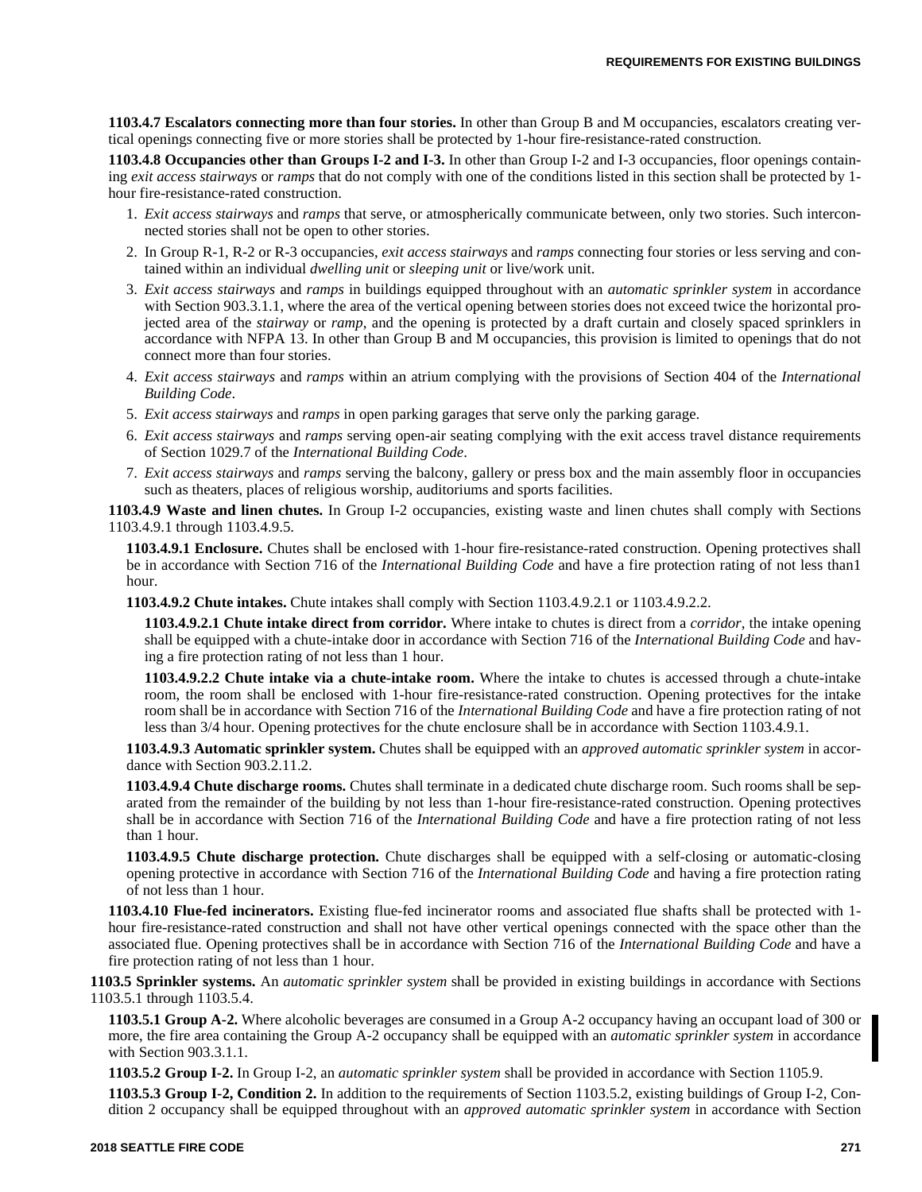**1103.4.7 Escalators connecting more than four stories.** In other than Group B and M occupancies, escalators creating vertical openings connecting five or more stories shall be protected by 1-hour fire-resistance-rated construction.

**1103.4.8 Occupancies other than Groups I-2 and I-3.** In other than Group I-2 and I-3 occupancies, floor openings containing *exit access stairways* or *ramps* that do not comply with one of the conditions listed in this section shall be protected by 1-hour fire-resistance-rated construction.

1. *Exit access stairways* and *ramps* that serve, or atmospherically communicate between, only two stories. Such interconnected stories shall not be open to other stories.
2. In Group R-1, R-2 or R-3 occupancies, *exit access stairways* and *ramps* connecting four stories or less serving and contained within an individual *dwelling unit* or *sleeping unit* or live/work unit.
3. *Exit access stairways* and *ramps* in buildings equipped throughout with an *automatic sprinkler system* in accordance with Section 903.3.1.1, where the area of the vertical opening between stories does not exceed twice the horizontal projected area of the *stairway* or *ramp*, and the opening is protected by a draft curtain and closely spaced sprinklers in accordance with NFPA 13. In other than Group B and M occupancies, this provision is limited to openings that do not connect more than four stories.
4. *Exit access stairways* and *ramps* within an atrium complying with the provisions of Section 404 of the *International Building Code*.
5. *Exit access stairways* and *ramps* in open parking garages that serve only the parking garage.
6. *Exit access stairways* and *ramps* serving open-air seating complying with the exit access travel distance requirements of Section 1029.7 of the *International Building Code*.
7. *Exit access stairways* and *ramps* serving the balcony, gallery or press box and the main assembly floor in occupancies such as theaters, places of religious worship, auditoriums and sports facilities.

**1103.4.9 Waste and linen chutes.** In Group I-2 occupancies, existing waste and linen chutes shall comply with Sections 1103.4.9.1 through 1103.4.9.5.

**1103.4.9.1 Enclosure.** Chutes shall be enclosed with 1-hour fire-resistance-rated construction. Opening protectives shall be in accordance with Section 716 of the *International Building Code* and have a fire protection rating of not less than1 hour.

**1103.4.9.2 Chute intakes.** Chute intakes shall comply with Section 1103.4.9.2.1 or 1103.4.9.2.2.

**1103.4.9.2.1 Chute intake direct from corridor.** Where intake to chutes is direct from a *corridor*, the intake opening shall be equipped with a chute-intake door in accordance with Section 716 of the *International Building Code* and having a fire protection rating of not less than 1 hour.

**1103.4.9.2.2 Chute intake via a chute-intake room.** Where the intake to chutes is accessed through a chute-intake room, the room shall be enclosed with 1-hour fire-resistance-rated construction. Opening protectives for the intake room shall be in accordance with Section 716 of the *International Building Code* and have a fire protection rating of not less than 3/4 hour. Opening protectives for the chute enclosure shall be in accordance with Section 1103.4.9.1.

**1103.4.9.3 Automatic sprinkler system.** Chutes shall be equipped with an *approved automatic sprinkler system* in accordance with Section 903.2.11.2.

**1103.4.9.4 Chute discharge rooms.** Chutes shall terminate in a dedicated chute discharge room. Such rooms shall be separated from the remainder of the building by not less than 1-hour fire-resistance-rated construction. Opening protectives shall be in accordance with Section 716 of the *International Building Code* and have a fire protection rating of not less than 1 hour.

**1103.4.9.5 Chute discharge protection.** Chute discharges shall be equipped with a self-closing or automatic-closing opening protective in accordance with Section 716 of the *International Building Code* and having a fire protection rating of not less than 1 hour.

**1103.4.10 Flue-fed incinerators.** Existing flue-fed incinerator rooms and associated flue shafts shall be protected with 1-hour fire-resistance-rated construction and shall not have other vertical openings connected with the space other than the associated flue. Opening protectives shall be in accordance with Section 716 of the *International Building Code* and have a fire protection rating of not less than 1 hour.

**1103.5 Sprinkler systems.** An *automatic sprinkler system* shall be provided in existing buildings in accordance with Sections 1103.5.1 through 1103.5.4.

**1103.5.1 Group A-2.** Where alcoholic beverages are consumed in a Group A-2 occupancy having an occupant load of 300 or more, the fire area containing the Group A-2 occupancy shall be equipped with an *automatic sprinkler system* in accordance with Section 903.3.1.1.

**1103.5.2 Group I-2.** In Group I-2, an *automatic sprinkler system* shall be provided in accordance with Section 1105.9.

**1103.5.3 Group I-2, Condition 2.** In addition to the requirements of Section 1103.5.2, existing buildings of Group I-2, Condition 2 occupancy shall be equipped throughout with an *approved automatic sprinkler system* in accordance with Section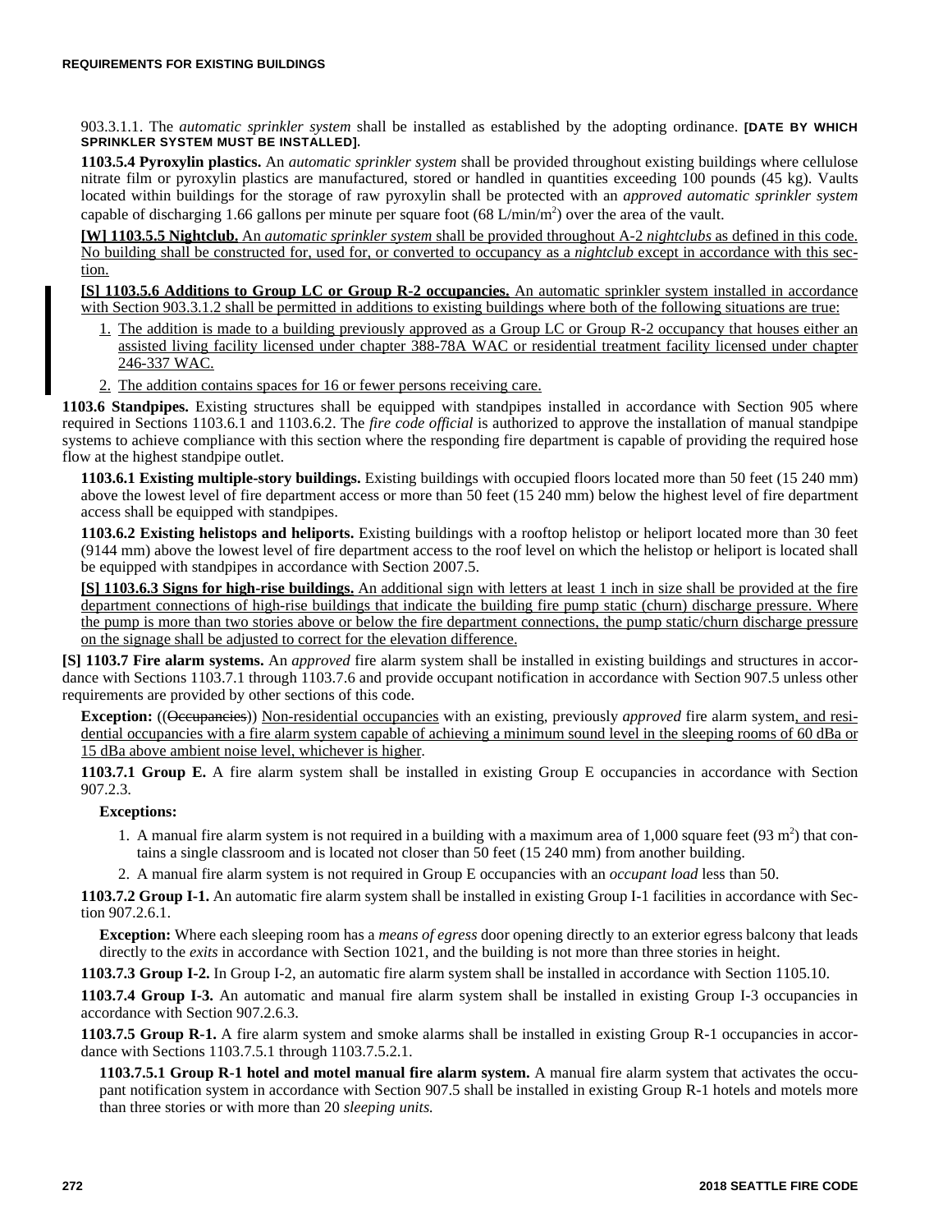903.3.1.1. The *automatic sprinkler system* shall be installed as established by the adopting ordinance. **[DATE BY WHICH SPRINKLER SYSTEM MUST BE INSTALLED].**

**1103.5.4 Pyroxylin plastics.** An *automatic sprinkler system* shall be provided throughout existing buildings where cellulose nitrate film or pyroxylin plastics are manufactured, stored or handled in quantities exceeding 100 pounds (45 kg). Vaults located within buildings for the storage of raw pyroxylin shall be protected with an *approved automatic sprinkler system* capable of discharging 1.66 gallons per minute per square foot (68 L/min/m$^2$) over the area of the vault.

**[W] 1103.5.5 Nightclub.** An *automatic sprinkler system* shall be provided throughout A-2 *nightclubs* as defined in this code. No building shall be constructed for, used for, or converted to occupancy as a *nightclub* except in accordance with this section.

**[S] 1103.5.6 Additions to Group LC or Group R-2 occupancies.** An automatic sprinkler system installed in accordance with Section 903.3.1.2 shall be permitted in additions to existing buildings where both of the following situations are true:

1. The addition is made to a building previously approved as a Group LC or Group R-2 occupancy that houses either an assisted living facility licensed under chapter 388-78A WAC or residential treatment facility licensed under chapter 246-337 WAC.
2. The addition contains spaces for 16 or fewer persons receiving care.

**1103.6 Standpipes.** Existing structures shall be equipped with standpipes installed in accordance with Section 905 where required in Sections 1103.6.1 and 1103.6.2. The *fire code official* is authorized to approve the installation of manual standpipe systems to achieve compliance with this section where the responding fire department is capable of providing the required hose flow at the highest standpipe outlet.

**1103.6.1 Existing multiple-story buildings.** Existing buildings with occupied floors located more than 50 feet (15 240 mm) above the lowest level of fire department access or more than 50 feet (15 240 mm) below the highest level of fire department access shall be equipped with standpipes.

**1103.6.2 Existing helistops and heliports.** Existing buildings with a rooftop helistop or heliport located more than 30 feet (9144 mm) above the lowest level of fire department access to the roof level on which the helistop or heliport is located shall be equipped with standpipes in accordance with Section 2007.5.

**[S] 1103.6.3 Signs for high-rise buildings.** An additional sign with letters at least 1 inch in size shall be provided at the fire department connections of high-rise buildings that indicate the building fire pump static (churn) discharge pressure. Where the pump is more than two stories above or below the fire department connections, the pump static/churn discharge pressure on the signage shall be adjusted to correct for the elevation difference.

**[S] 1103.7 Fire alarm systems.** An *approved* fire alarm system shall be installed in existing buildings and structures in accordance with Sections 1103.7.1 through 1103.7.6 and provide occupant notification in accordance with Section 907.5 unless other requirements are provided by other sections of this code.

**Exception:** ((~~Occupancies~~)) Non-residential occupancies with an existing, previously *approved* fire alarm system, and residential occupancies with a fire alarm system capable of achieving a minimum sound level in the sleeping rooms of 60 dBa or 15 dBa above ambient noise level, whichever is higher.

**1103.7.1 Group E.** A fire alarm system shall be installed in existing Group E occupancies in accordance with Section 907.2.3.

**Exceptions:**

1. A manual fire alarm system is not required in a building with a maximum area of 1,000 square feet (93 m$^2$) that contains a single classroom and is located not closer than 50 feet (15 240 mm) from another building.
2. A manual fire alarm system is not required in Group E occupancies with an *occupant load* less than 50.

**1103.7.2 Group I-1.** An automatic fire alarm system shall be installed in existing Group I-1 facilities in accordance with Section 907.2.6.1.

**Exception:** Where each sleeping room has a *means of egress* door opening directly to an exterior egress balcony that leads directly to the *exits* in accordance with Section 1021, and the building is not more than three stories in height.

**1103.7.3 Group I-2.** In Group I-2, an automatic fire alarm system shall be installed in accordance with Section 1105.10.

**1103.7.4 Group I-3.** An automatic and manual fire alarm system shall be installed in existing Group I-3 occupancies in accordance with Section 907.2.6.3.

**1103.7.5 Group R-1.** A fire alarm system and smoke alarms shall be installed in existing Group R-1 occupancies in accordance with Sections 1103.7.5.1 through 1103.7.5.2.1.

**1103.7.5.1 Group R-1 hotel and motel manual fire alarm system.** A manual fire alarm system that activates the occupant notification system in accordance with Section 907.5 shall be installed in existing Group R-1 hotels and motels more than three stories or with more than 20 *sleeping units.*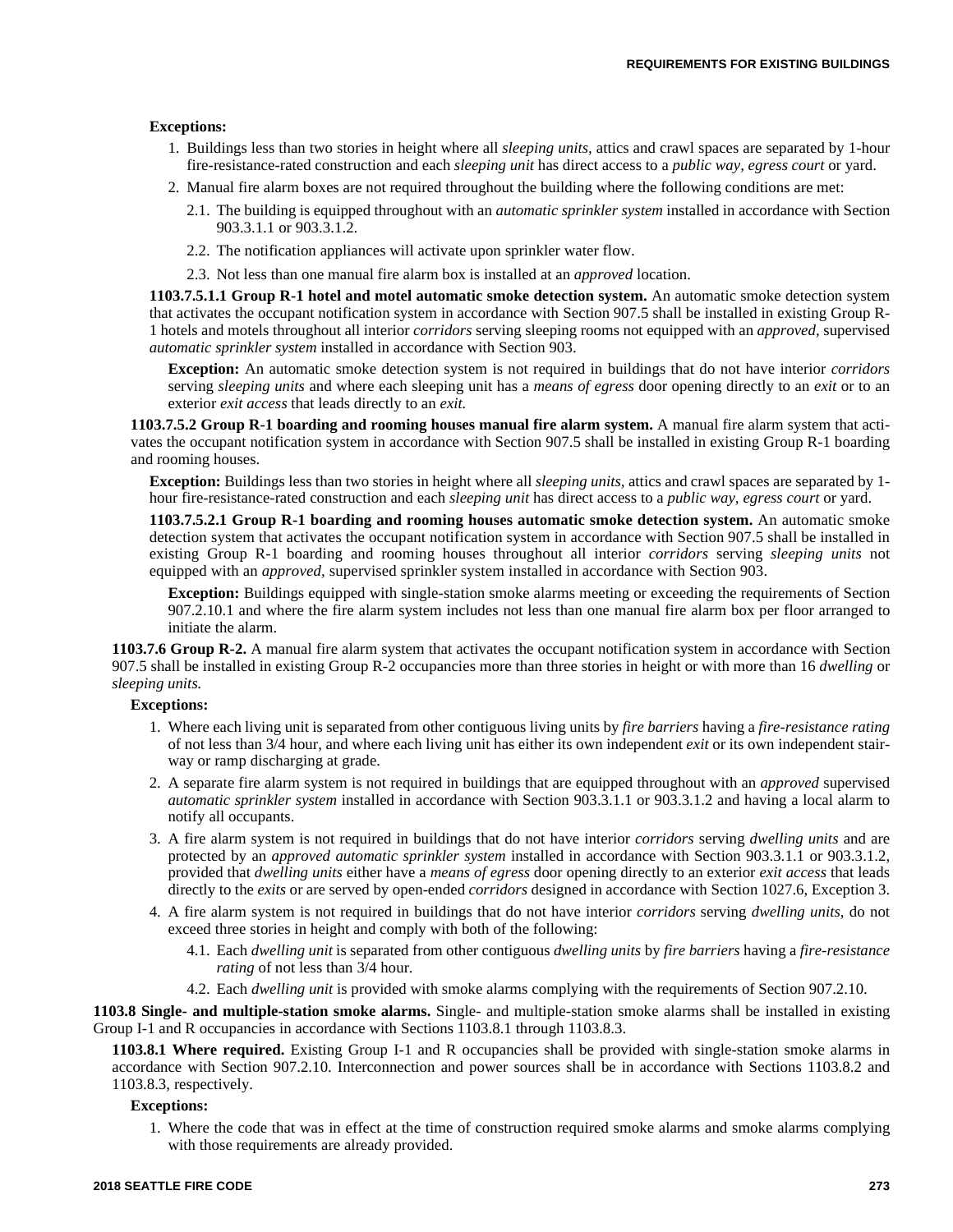**Exceptions:**

1. Buildings less than two stories in height where all *sleeping units,* attics and crawl spaces are separated by 1-hour fire-resistance-rated construction and each *sleeping unit* has direct access to a *public way, egress court* or yard.
2. Manual fire alarm boxes are not required throughout the building where the following conditions are met:
   - 2.1. The building is equipped throughout with an *automatic sprinkler system* installed in accordance with Section 903.3.1.1 or 903.3.1.2.
   - 2.2. The notification appliances will activate upon sprinkler water flow.
   - 2.3. Not less than one manual fire alarm box is installed at an *approved* location.

**1103.7.5.1.1 Group R-1 hotel and motel automatic smoke detection system.** An automatic smoke detection system that activates the occupant notification system in accordance with Section 907.5 shall be installed in existing Group R-1 hotels and motels throughout all interior *corridors* serving sleeping rooms not equipped with an *approved,* supervised *automatic sprinkler system* installed in accordance with Section 903.

**Exception:** An automatic smoke detection system is not required in buildings that do not have interior *corridors* serving *sleeping units* and where each sleeping unit has a *means of egress* door opening directly to an *exit* or to an exterior *exit access* that leads directly to an *exit.*

**1103.7.5.2 Group R-1 boarding and rooming houses manual fire alarm system.** A manual fire alarm system that activates the occupant notification system in accordance with Section 907.5 shall be installed in existing Group R-1 boarding and rooming houses.

**Exception:** Buildings less than two stories in height where all *sleeping units,* attics and crawl spaces are separated by 1-hour fire-resistance-rated construction and each *sleeping unit* has direct access to a *public way, egress court* or yard.

**1103.7.5.2.1 Group R-1 boarding and rooming houses automatic smoke detection system.** An automatic smoke detection system that activates the occupant notification system in accordance with Section 907.5 shall be installed in existing Group R-1 boarding and rooming houses throughout all interior *corridors* serving *sleeping units* not equipped with an *approved,* supervised sprinkler system installed in accordance with Section 903.

**Exception:** Buildings equipped with single-station smoke alarms meeting or exceeding the requirements of Section 907.2.10.1 and where the fire alarm system includes not less than one manual fire alarm box per floor arranged to initiate the alarm.

**1103.7.6 Group R-2.** A manual fire alarm system that activates the occupant notification system in accordance with Section 907.5 shall be installed in existing Group R-2 occupancies more than three stories in height or with more than 16 *dwelling* or *sleeping units.*

**Exceptions:**

1. Where each living unit is separated from other contiguous living units by *fire barriers* having a *fire-resistance rating* of not less than 3/4 hour, and where each living unit has either its own independent *exit* or its own independent stairway or ramp discharging at grade.
2. A separate fire alarm system is not required in buildings that are equipped throughout with an *approved* supervised *automatic sprinkler system* installed in accordance with Section 903.3.1.1 or 903.3.1.2 and having a local alarm to notify all occupants.
3. A fire alarm system is not required in buildings that do not have interior *corridors* serving *dwelling units* and are protected by an *approved automatic sprinkler system* installed in accordance with Section 903.3.1.1 or 903.3.1.2, provided that *dwelling units* either have a *means of egress* door opening directly to an exterior *exit access* that leads directly to the *exits* or are served by open-ended *corridors* designed in accordance with Section 1027.6, Exception 3.
4. A fire alarm system is not required in buildings that do not have interior *corridors* serving *dwelling units,* do not exceed three stories in height and comply with both of the following:
   - 4.1. Each *dwelling unit* is separated from other contiguous *dwelling units* by *fire barriers* having a *fire-resistance rating* of not less than 3/4 hour.
   - 4.2. Each *dwelling unit* is provided with smoke alarms complying with the requirements of Section 907.2.10.

**1103.8 Single- and multiple-station smoke alarms.** Single- and multiple-station smoke alarms shall be installed in existing Group I-1 and R occupancies in accordance with Sections 1103.8.1 through 1103.8.3.

**1103.8.1 Where required.** Existing Group I-1 and R occupancies shall be provided with single-station smoke alarms in accordance with Section 907.2.10. Interconnection and power sources shall be in accordance with Sections 1103.8.2 and 1103.8.3, respectively.

**Exceptions:**

1. Where the code that was in effect at the time of construction required smoke alarms and smoke alarms complying with those requirements are already provided.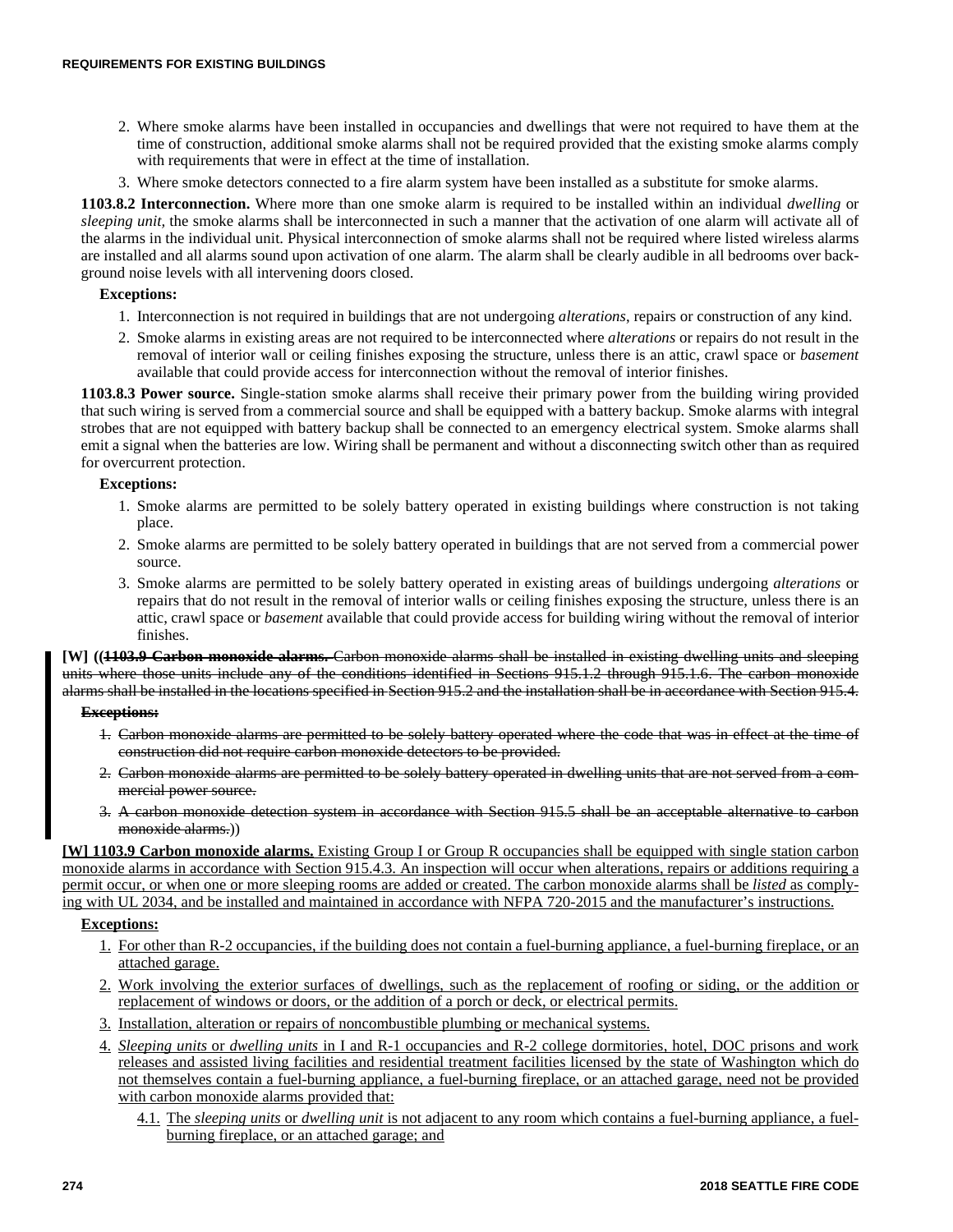2. Where smoke alarms have been installed in occupancies and dwellings that were not required to have them at the time of construction, additional smoke alarms shall not be required provided that the existing smoke alarms comply with requirements that were in effect at the time of installation.
3. Where smoke detectors connected to a fire alarm system have been installed as a substitute for smoke alarms.

**1103.8.2 Interconnection.** Where more than one smoke alarm is required to be installed within an individual *dwelling* or *sleeping unit,* the smoke alarms shall be interconnected in such a manner that the activation of one alarm will activate all of the alarms in the individual unit. Physical interconnection of smoke alarms shall not be required where listed wireless alarms are installed and all alarms sound upon activation of one alarm. The alarm shall be clearly audible in all bedrooms over background noise levels with all intervening doors closed.

**Exceptions:**

1. Interconnection is not required in buildings that are not undergoing *alterations*, repairs or construction of any kind.
2. Smoke alarms in existing areas are not required to be interconnected where *alterations* or repairs do not result in the removal of interior wall or ceiling finishes exposing the structure, unless there is an attic, crawl space or *basement* available that could provide access for interconnection without the removal of interior finishes.

**1103.8.3 Power source.** Single-station smoke alarms shall receive their primary power from the building wiring provided that such wiring is served from a commercial source and shall be equipped with a battery backup. Smoke alarms with integral strobes that are not equipped with battery backup shall be connected to an emergency electrical system. Smoke alarms shall emit a signal when the batteries are low. Wiring shall be permanent and without a disconnecting switch other than as required for overcurrent protection.

**Exceptions:**

1. Smoke alarms are permitted to be solely battery operated in existing buildings where construction is not taking place.
2. Smoke alarms are permitted to be solely battery operated in buildings that are not served from a commercial power source.
3. Smoke alarms are permitted to be solely battery operated in existing areas of buildings undergoing *alterations* or repairs that do not result in the removal of interior walls or ceiling finishes exposing the structure, unless there is an attic, crawl space or *basement* available that could provide access for building wiring without the removal of interior finishes.

**[W] ((~~1103.9 Carbon monoxide alarms.~~** ~~Carbon monoxide alarms shall be installed in existing dwelling units and sleeping units where those units include any of the conditions identified in Sections 915.1.2 through 915.1.6. The carbon monoxide alarms shall be installed in the locations specified in Section 915.2 and the installation shall be in accordance with Section 915.4.~~

~~**Exceptions:**~~

1. ~~Carbon monoxide alarms are permitted to be solely battery operated where the code that was in effect at the time of construction did not require carbon monoxide detectors to be provided.~~
2. ~~Carbon monoxide alarms are permitted to be solely battery operated in dwelling units that are not served from a commercial power source.~~
3. ~~A carbon monoxide detection system in accordance with Section 915.5 shall be an acceptable alternative to carbon monoxide alarms.~~))

**[W] 1103.9 Carbon monoxide alarms.** Existing Group I or Group R occupancies shall be equipped with single station carbon monoxide alarms in accordance with Section 915.4.3. An inspection will occur when alterations, repairs or additions requiring a permit occur, or when one or more sleeping rooms are added or created. The carbon monoxide alarms shall be *listed* as complying with UL 2034, and be installed and maintained in accordance with NFPA 720-2015 and the manufacturer's instructions.

**Exceptions:**

1. For other than R-2 occupancies, if the building does not contain a fuel-burning appliance, a fuel-burning fireplace, or an attached garage.
2. Work involving the exterior surfaces of dwellings, such as the replacement of roofing or siding, or the addition or replacement of windows or doors, or the addition of a porch or deck, or electrical permits.
3. Installation, alteration or repairs of noncombustible plumbing or mechanical systems.
4. *Sleeping units* or *dwelling units* in I and R-1 occupancies and R-2 college dormitories, hotel, DOC prisons and work releases and assisted living facilities and residential treatment facilities licensed by the state of Washington which do not themselves contain a fuel-burning appliance, a fuel-burning fireplace, or an attached garage, need not be provided with carbon monoxide alarms provided that:
   - 4.1. The *sleeping units* or *dwelling unit* is not adjacent to any room which contains a fuel-burning appliance, a fuel-burning fireplace, or an attached garage; and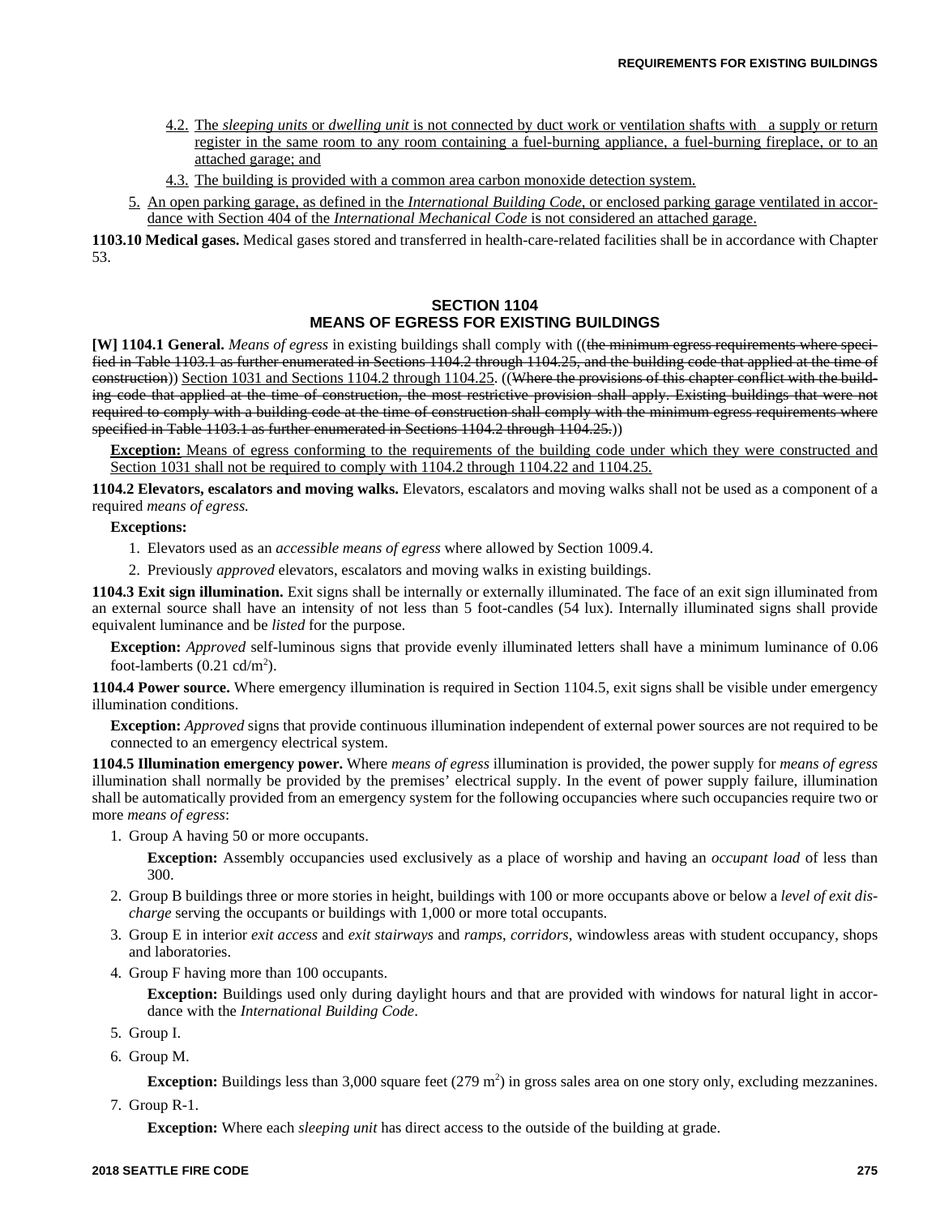4.2. The *sleeping units* or *dwelling unit* is not connected by duct work or ventilation shafts with a supply or return register in the same room to any room containing a fuel-burning appliance, a fuel-burning fireplace, or to an attached garage; and

4.3. The building is provided with a common area carbon monoxide detection system.

5. An open parking garage, as defined in the *International Building Code*, or enclosed parking garage ventilated in accordance with Section 404 of the *International Mechanical Code* is not considered an attached garage.

**1103.10 Medical gases.** Medical gases stored and transferred in health-care-related facilities shall be in accordance with Chapter 53.

## SECTION 1104 MEANS OF EGRESS FOR EXISTING BUILDINGS

**[W] 1104.1 General.** *Means of egress* in existing buildings shall comply with ((~~the minimum egress requirements where specified in Table 1103.1 as further enumerated in Sections 1104.2 through 1104.25, and the building code that applied at the time of construction~~)) Section 1031 and Sections 1104.2 through 1104.25. ((~~Where the provisions of this chapter conflict with the building code that applied at the time of construction, the most restrictive provision shall apply. Existing buildings that were not required to comply with a building code at the time of construction shall comply with the minimum egress requirements where specified in Table 1103.1 as further enumerated in Sections 1104.2 through 1104.25.~~))

**Exception:** Means of egress conforming to the requirements of the building code under which they were constructed and Section 1031 shall not be required to comply with 1104.2 through 1104.22 and 1104.25.

**1104.2 Elevators, escalators and moving walks.** Elevators, escalators and moving walks shall not be used as a component of a required *means of egress.*

**Exceptions:**

1. Elevators used as an *accessible means of egress* where allowed by Section 1009.4.
2. Previously *approved* elevators, escalators and moving walks in existing buildings.

**1104.3 Exit sign illumination.** Exit signs shall be internally or externally illuminated. The face of an exit sign illuminated from an external source shall have an intensity of not less than 5 foot-candles (54 lux). Internally illuminated signs shall provide equivalent luminance and be *listed* for the purpose.

**Exception:** *Approved* self-luminous signs that provide evenly illuminated letters shall have a minimum luminance of 0.06 foot-lamberts (0.21 cd/$m^2$).

**1104.4 Power source.** Where emergency illumination is required in Section 1104.5, exit signs shall be visible under emergency illumination conditions.

**Exception:** *Approved* signs that provide continuous illumination independent of external power sources are not required to be connected to an emergency electrical system.

**1104.5 Illumination emergency power.** Where *means of egress* illumination is provided, the power supply for *means of egress* illumination shall normally be provided by the premises' electrical supply. In the event of power supply failure, illumination shall be automatically provided from an emergency system for the following occupancies where such occupancies require two or more *means of egress*:

1. Group A having 50 or more occupants.

   **Exception:** Assembly occupancies used exclusively as a place of worship and having an *occupant load* of less than 300.

2. Group B buildings three or more stories in height, buildings with 100 or more occupants above or below a *level of exit discharge* serving the occupants or buildings with 1,000 or more total occupants.

3. Group E in interior *exit access* and *exit stairways* and *ramps*, *corridors*, windowless areas with student occupancy, shops and laboratories.

4. Group F having more than 100 occupants.

   **Exception:** Buildings used only during daylight hours and that are provided with windows for natural light in accordance with the *International Building Code*.

5. Group I.

6. Group M.

   **Exception:** Buildings less than 3,000 square feet (279 $m^2$) in gross sales area on one story only, excluding mezzanines.

7. Group R-1.

   **Exception:** Where each *sleeping unit* has direct access to the outside of the building at grade.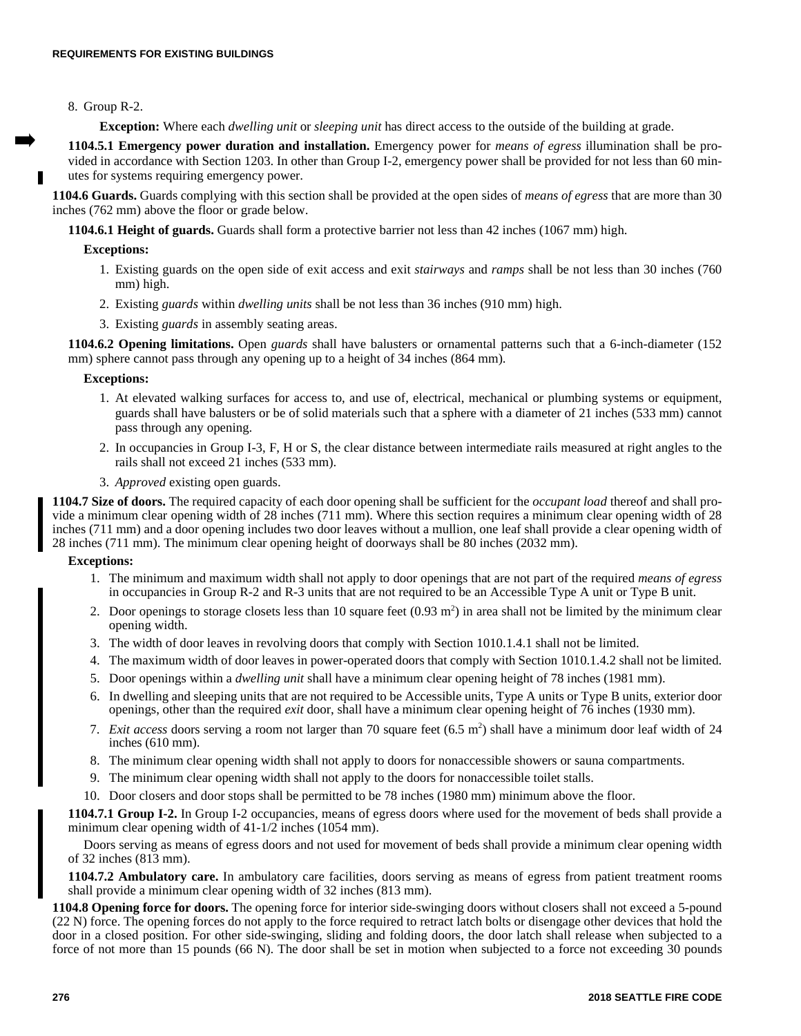8. Group R-2.

**Exception:** Where each *dwelling unit* or *sleeping unit* has direct access to the outside of the building at grade.

**1104.5.1 Emergency power duration and installation.** Emergency power for *means of egress* illumination shall be provided in accordance with Section 1203. In other than Group I-2, emergency power shall be provided for not less than 60 minutes for systems requiring emergency power.

**1104.6 Guards.** Guards complying with this section shall be provided at the open sides of *means of egress* that are more than 30 inches (762 mm) above the floor or grade below.

**1104.6.1 Height of guards.** Guards shall form a protective barrier not less than 42 inches (1067 mm) high.

**Exceptions:**

1. Existing guards on the open side of exit access and exit *stairways* and *ramps* shall be not less than 30 inches (760 mm) high.
2. Existing *guards* within *dwelling units* shall be not less than 36 inches (910 mm) high.
3. Existing *guards* in assembly seating areas.

**1104.6.2 Opening limitations.** Open *guards* shall have balusters or ornamental patterns such that a 6-inch-diameter (152 mm) sphere cannot pass through any opening up to a height of 34 inches (864 mm).

**Exceptions:**

1. At elevated walking surfaces for access to, and use of, electrical, mechanical or plumbing systems or equipment, guards shall have balusters or be of solid materials such that a sphere with a diameter of 21 inches (533 mm) cannot pass through any opening.
2. In occupancies in Group I-3, F, H or S, the clear distance between intermediate rails measured at right angles to the rails shall not exceed 21 inches (533 mm).
3. *Approved* existing open guards.

**1104.7 Size of doors.** The required capacity of each door opening shall be sufficient for the *occupant load* thereof and shall provide a minimum clear opening width of 28 inches (711 mm). Where this section requires a minimum clear opening width of 28 inches (711 mm) and a door opening includes two door leaves without a mullion, one leaf shall provide a clear opening width of 28 inches (711 mm). The minimum clear opening height of doorways shall be 80 inches (2032 mm).

**Exceptions:**

1. The minimum and maximum width shall not apply to door openings that are not part of the required *means of egress* in occupancies in Group R-2 and R-3 units that are not required to be an Accessible Type A unit or Type B unit.
2. Door openings to storage closets less than 10 square feet (0.93 $m^2$) in area shall not be limited by the minimum clear opening width.
3. The width of door leaves in revolving doors that comply with Section 1010.1.4.1 shall not be limited.
4. The maximum width of door leaves in power-operated doors that comply with Section 1010.1.4.2 shall not be limited.
5. Door openings within a *dwelling unit* shall have a minimum clear opening height of 78 inches (1981 mm).
6. In dwelling and sleeping units that are not required to be Accessible units, Type A units or Type B units, exterior door openings, other than the required *exit* door, shall have a minimum clear opening height of 76 inches (1930 mm).
7. *Exit access* doors serving a room not larger than 70 square feet (6.5 $m^2$) shall have a minimum door leaf width of 24 inches (610 mm).
8. The minimum clear opening width shall not apply to doors for nonaccessible showers or sauna compartments.
9. The minimum clear opening width shall not apply to the doors for nonaccessible toilet stalls.
10. Door closers and door stops shall be permitted to be 78 inches (1980 mm) minimum above the floor.

**1104.7.1 Group I-2.** In Group I-2 occupancies, means of egress doors where used for the movement of beds shall provide a minimum clear opening width of 41-1/2 inches (1054 mm).

Doors serving as means of egress doors and not used for movement of beds shall provide a minimum clear opening width of 32 inches (813 mm).

**1104.7.2 Ambulatory care.** In ambulatory care facilities, doors serving as means of egress from patient treatment rooms shall provide a minimum clear opening width of 32 inches (813 mm).

**1104.8 Opening force for doors.** The opening force for interior side-swinging doors without closers shall not exceed a 5-pound (22 N) force. The opening forces do not apply to the force required to retract latch bolts or disengage other devices that hold the door in a closed position. For other side-swinging, sliding and folding doors, the door latch shall release when subjected to a force of not more than 15 pounds (66 N). The door shall be set in motion when subjected to a force not exceeding 30 pounds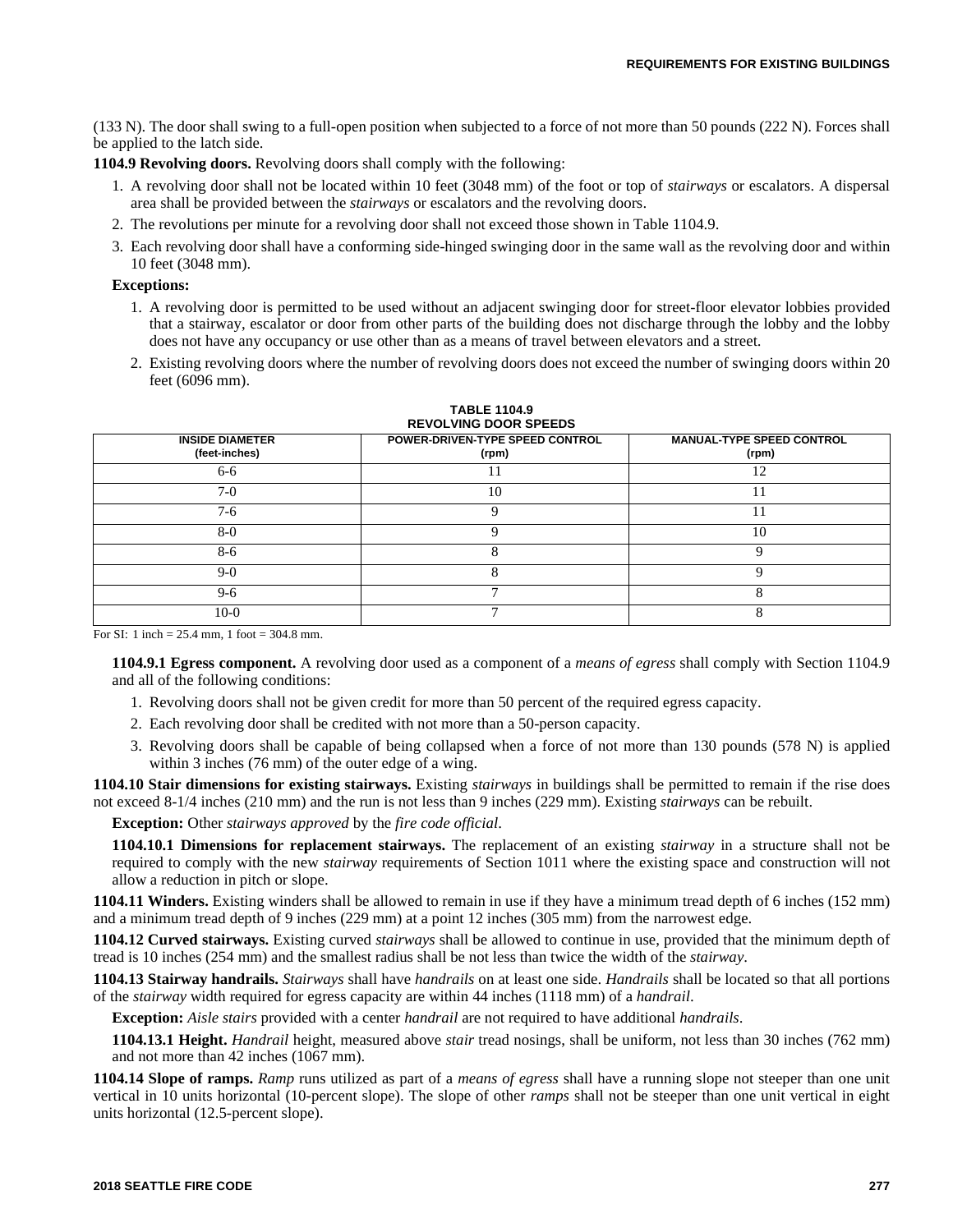(133 N). The door shall swing to a full-open position when subjected to a force of not more than 50 pounds (222 N). Forces shall be applied to the latch side.

**1104.9 Revolving doors.** Revolving doors shall comply with the following:

1. A revolving door shall not be located within 10 feet (3048 mm) of the foot or top of *stairways* or escalators. A dispersal area shall be provided between the *stairways* or escalators and the revolving doors.
2. The revolutions per minute for a revolving door shall not exceed those shown in Table 1104.9.
3. Each revolving door shall have a conforming side-hinged swinging door in the same wall as the revolving door and within 10 feet (3048 mm).

**Exceptions:**

1. A revolving door is permitted to be used without an adjacent swinging door for street-floor elevator lobbies provided that a stairway, escalator or door from other parts of the building does not discharge through the lobby and the lobby does not have any occupancy or use other than as a means of travel between elevators and a street.
2. Existing revolving doors where the number of revolving doors does not exceed the number of swinging doors within 20 feet (6096 mm).

**TABLE 1104.9**
**REVOLVING DOOR SPEEDS**

| INSIDE DIAMETER (feet-inches) | POWER-DRIVEN-TYPE SPEED CONTROL (rpm) | MANUAL-TYPE SPEED CONTROL (rpm) |
|---|---|---|
| 6-6 | 11 | 12 |
| 7-0 | 10 | 11 |
| 7-6 | 9 | 11 |
| 8-0 | 9 | 10 |
| 8-6 | 8 | 9 |
| 9-0 | 8 | 9 |
| 9-6 | 7 | 8 |
| 10-0 | 7 | 8 |

For SI: 1 inch = 25.4 mm, 1 foot = 304.8 mm.

**1104.9.1 Egress component.** A revolving door used as a component of a *means of egress* shall comply with Section 1104.9 and all of the following conditions:

1. Revolving doors shall not be given credit for more than 50 percent of the required egress capacity.
2. Each revolving door shall be credited with not more than a 50-person capacity.
3. Revolving doors shall be capable of being collapsed when a force of not more than 130 pounds (578 N) is applied within 3 inches (76 mm) of the outer edge of a wing.

**1104.10 Stair dimensions for existing stairways.** Existing *stairways* in buildings shall be permitted to remain if the rise does not exceed 8-1/4 inches (210 mm) and the run is not less than 9 inches (229 mm). Existing *stairways* can be rebuilt.

**Exception:** Other *stairways approved* by the *fire code official*.

**1104.10.1 Dimensions for replacement stairways.** The replacement of an existing *stairway* in a structure shall not be required to comply with the new *stairway* requirements of Section 1011 where the existing space and construction will not allow a reduction in pitch or slope.

**1104.11 Winders.** Existing winders shall be allowed to remain in use if they have a minimum tread depth of 6 inches (152 mm) and a minimum tread depth of 9 inches (229 mm) at a point 12 inches (305 mm) from the narrowest edge.

**1104.12 Curved stairways.** Existing curved *stairways* shall be allowed to continue in use, provided that the minimum depth of tread is 10 inches (254 mm) and the smallest radius shall be not less than twice the width of the *stairway*.

**1104.13 Stairway handrails.** *Stairways* shall have *handrails* on at least one side. *Handrails* shall be located so that all portions of the *stairway* width required for egress capacity are within 44 inches (1118 mm) of a *handrail*.

**Exception:** *Aisle stairs* provided with a center *handrail* are not required to have additional *handrails*.

**1104.13.1 Height.** *Handrail* height, measured above *stair* tread nosings, shall be uniform, not less than 30 inches (762 mm) and not more than 42 inches (1067 mm).

**1104.14 Slope of ramps.** *Ramp* runs utilized as part of a *means of egress* shall have a running slope not steeper than one unit vertical in 10 units horizontal (10-percent slope). The slope of other *ramps* shall not be steeper than one unit vertical in eight units horizontal (12.5-percent slope).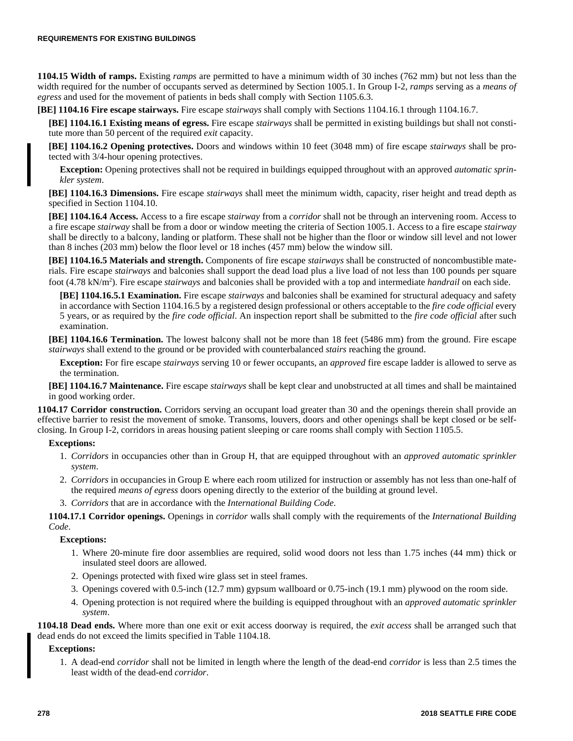**1104.15 Width of ramps.** Existing *ramps* are permitted to have a minimum width of 30 inches (762 mm) but not less than the width required for the number of occupants served as determined by Section 1005.1. In Group I-2, *ramps* serving as a *means of egress* and used for the movement of patients in beds shall comply with Section 1105.6.3.

**[BE] 1104.16 Fire escape stairways.** Fire escape *stairways* shall comply with Sections 1104.16.1 through 1104.16.7.

**[BE] 1104.16.1 Existing means of egress.** Fire escape *stairways* shall be permitted in existing buildings but shall not constitute more than 50 percent of the required *exit* capacity.

**[BE] 1104.16.2 Opening protectives.** Doors and windows within 10 feet (3048 mm) of fire escape *stairways* shall be protected with 3/4-hour opening protectives.

**Exception:** Opening protectives shall not be required in buildings equipped throughout with an approved *automatic sprinkler system*.

**[BE] 1104.16.3 Dimensions.** Fire escape *stairways* shall meet the minimum width, capacity, riser height and tread depth as specified in Section 1104.10.

**[BE] 1104.16.4 Access.** Access to a fire escape *stairway* from a *corridor* shall not be through an intervening room. Access to a fire escape *stairway* shall be from a door or window meeting the criteria of Section 1005.1. Access to a fire escape *stairway* shall be directly to a balcony, landing or platform. These shall not be higher than the floor or window sill level and not lower than 8 inches (203 mm) below the floor level or 18 inches (457 mm) below the window sill.

**[BE] 1104.16.5 Materials and strength.** Components of fire escape *stairways* shall be constructed of noncombustible materials. Fire escape *stairways* and balconies shall support the dead load plus a live load of not less than 100 pounds per square foot (4.78 kN/m$^2$). Fire escape *stairways* and balconies shall be provided with a top and intermediate *handrail* on each side.

**[BE] 1104.16.5.1 Examination.** Fire escape *stairways* and balconies shall be examined for structural adequacy and safety in accordance with Section 1104.16.5 by a registered design professional or others acceptable to the *fire code official* every 5 years, or as required by the *fire code official*. An inspection report shall be submitted to the *fire code official* after such examination.

**[BE] 1104.16.6 Termination.** The lowest balcony shall not be more than 18 feet (5486 mm) from the ground. Fire escape *stairways* shall extend to the ground or be provided with counterbalanced *stairs* reaching the ground.

**Exception:** For fire escape *stairways* serving 10 or fewer occupants, an *approved* fire escape ladder is allowed to serve as the termination.

**[BE] 1104.16.7 Maintenance.** Fire escape *stairways* shall be kept clear and unobstructed at all times and shall be maintained in good working order.

**1104.17 Corridor construction.** Corridors serving an occupant load greater than 30 and the openings therein shall provide an effective barrier to resist the movement of smoke. Transoms, louvers, doors and other openings shall be kept closed or be self-closing. In Group I-2, corridors in areas housing patient sleeping or care rooms shall comply with Section 1105.5.

**Exceptions:**

1. *Corridors* in occupancies other than in Group H, that are equipped throughout with an *approved automatic sprinkler system*.
2. *Corridors* in occupancies in Group E where each room utilized for instruction or assembly has not less than one-half of the required *means of egress* doors opening directly to the exterior of the building at ground level.
3. *Corridors* that are in accordance with the *International Building Code*.

**1104.17.1 Corridor openings.** Openings in *corridor* walls shall comply with the requirements of the *International Building Code*.

**Exceptions:**

1. Where 20-minute fire door assemblies are required, solid wood doors not less than 1.75 inches (44 mm) thick or insulated steel doors are allowed.
2. Openings protected with fixed wire glass set in steel frames.
3. Openings covered with 0.5-inch (12.7 mm) gypsum wallboard or 0.75-inch (19.1 mm) plywood on the room side.
4. Opening protection is not required where the building is equipped throughout with an *approved automatic sprinkler system*.

**1104.18 Dead ends.** Where more than one exit or exit access doorway is required, the *exit access* shall be arranged such that dead ends do not exceed the limits specified in Table 1104.18.

**Exceptions:**

1. A dead-end *corridor* shall not be limited in length where the length of the dead-end *corridor* is less than 2.5 times the least width of the dead-end *corridor*.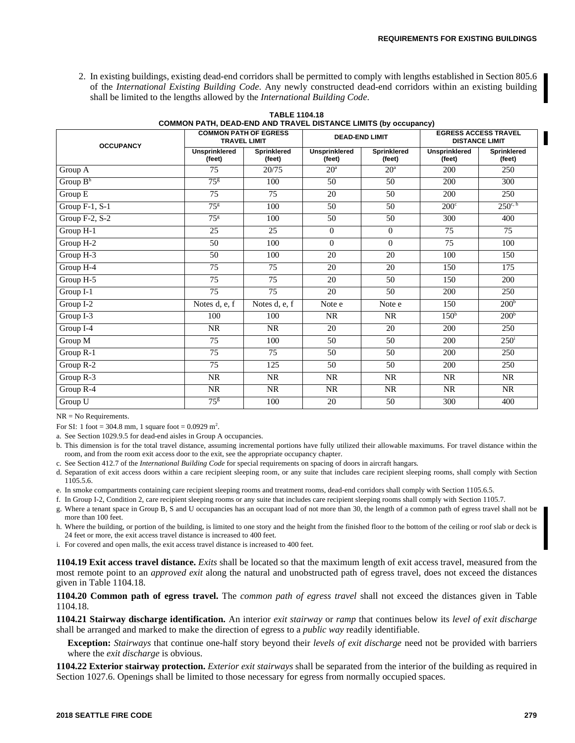2. In existing buildings, existing dead-end corridors shall be permitted to comply with lengths established in Section 805.6 of the *International Existing Building Code*. Any newly constructed dead-end corridors within an existing building shall be limited to the lengths allowed by the *International Building Code*.

**TABLE 1104.18**
**COMMON PATH, DEAD-END AND TRAVEL DISTANCE LIMITS (by occupancy)**

| OCCUPANCY | COMMON PATH OF EGRESS TRAVEL LIMIT | | DEAD-END LIMIT | | EGRESS ACCESS TRAVEL DISTANCE LIMIT | |
|---|---|---|---|---|---|---|
| | Unsprinklered (feet) | Sprinklered (feet) | Unsprinklered (feet) | Sprinklered (feet) | Unsprinklered (feet) | Sprinklered (feet) |
| Group A | 75 | 20/75 | 20[a] | 20[a] | 200 | 250 |
| Group B[h] | 75[g] | 100 | 50 | 50 | 200 | 300 |
| Group E | 75 | 75 | 20 | 50 | 200 | 250 |
| Group F-1, S-1 | 75[g] | 100 | 50 | 50 | 200[c] | 250[c, h] |
| Group F-2, S-2 | 75[g] | 100 | 50 | 50 | 300 | 400 |
| Group H-1 | 25 | 25 | 0 | 0 | 75 | 75 |
| Group H-2 | 50 | 100 | 0 | 0 | 75 | 100 |
| Group H-3 | 50 | 100 | 20 | 20 | 100 | 150 |
| Group H-4 | 75 | 75 | 20 | 20 | 150 | 175 |
| Group H-5 | 75 | 75 | 20 | 50 | 150 | 200 |
| Group I-1 | 75 | 75 | 20 | 50 | 200 | 250 |
| Group I-2 | Notes d, e, f | Notes d, e, f | Note e | Note e | 150 | 200[b] |
| Group I-3 | 100 | 100 | NR | NR | 150[b] | 200[b] |
| Group I-4 | NR | NR | 20 | 20 | 200 | 250 |
| Group M | 75 | 100 | 50 | 50 | 200 | 250[i] |
| Group R-1 | 75 | 75 | 50 | 50 | 200 | 250 |
| Group R-2 | 75 | 125 | 50 | 50 | 200 | 250 |
| Group R-3 | NR | NR | NR | NR | NR | NR |
| Group R-4 | NR | NR | NR | NR | NR | NR |
| Group U | 75[g] | 100 | 20 | 50 | 300 | 400 |

NR = No Requirements.

For SI: 1 foot = 304.8 mm, 1 square foot = 0.0929 $m^2$.

a. See Section 1029.9.5 for dead-end aisles in Group A occupancies.

b. This dimension is for the total travel distance, assuming incremental portions have fully utilized their allowable maximums. For travel distance within the room, and from the room exit access door to the exit, see the appropriate occupancy chapter.

c. See Section 412.7 of the *International Building Code* for special requirements on spacing of doors in aircraft hangars.

d. Separation of exit access doors within a care recipient sleeping room, or any suite that includes care recipient sleeping rooms, shall comply with Section 1105.5.6.

e. In smoke compartments containing care recipient sleeping rooms and treatment rooms, dead-end corridors shall comply with Section 1105.6.5.

f. In Group I-2, Condition 2, care recipient sleeping rooms or any suite that includes care recipient sleeping rooms shall comply with Section 1105.7.

g. Where a tenant space in Group B, S and U occupancies has an occupant load of not more than 30, the length of a common path of egress travel shall not be more than 100 feet.

h. Where the building, or portion of the building, is limited to one story and the height from the finished floor to the bottom of the ceiling or roof slab or deck is 24 feet or more, the exit access travel distance is increased to 400 feet.

i. For covered and open malls, the exit access travel distance is increased to 400 feet.

**1104.19 Exit access travel distance.** *Exits* shall be located so that the maximum length of exit access travel, measured from the most remote point to an *approved exit* along the natural and unobstructed path of egress travel, does not exceed the distances given in Table 1104.18.

**1104.20 Common path of egress travel.** The *common path of egress travel* shall not exceed the distances given in Table 1104.18.

**1104.21 Stairway discharge identification.** An interior *exit stairway* or *ramp* that continues below its *level of exit discharge* shall be arranged and marked to make the direction of egress to a *public way* readily identifiable.

**Exception:** *Stairways* that continue one-half story beyond their *levels of exit discharge* need not be provided with barriers where the *exit discharge* is obvious.

**1104.22 Exterior stairway protection.** *Exterior exit stairways* shall be separated from the interior of the building as required in Section 1027.6. Openings shall be limited to those necessary for egress from normally occupied spaces.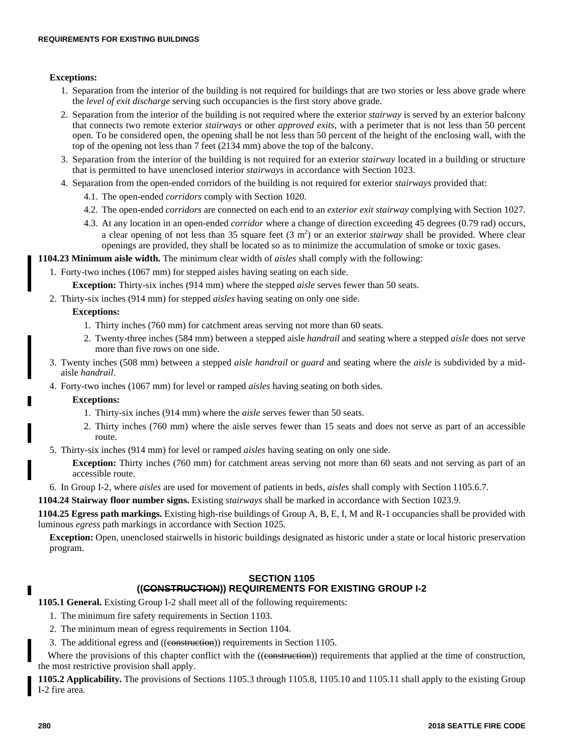**Exceptions:**

1. Separation from the interior of the building is not required for buildings that are two stories or less above grade where the *level of exit discharge* serving such occupancies is the first story above grade.
2. Separation from the interior of the building is not required where the exterior *stairway* is served by an exterior balcony that connects two remote exterior *stairways* or other *approved exits*, with a perimeter that is not less than 50 percent open. To be considered open, the opening shall be not less than 50 percent of the height of the enclosing wall, with the top of the opening not less than 7 feet (2134 mm) above the top of the balcony.
3. Separation from the interior of the building is not required for an exterior *stairway* located in a building or structure that is permitted to have unenclosed interior *stairways* in accordance with Section 1023.
4. Separation from the open-ended corridors of the building is not required for exterior *stairways* provided that:
   - 4.1. The open-ended *corridors* comply with Section 1020.
   - 4.2. The open-ended *corridors* are connected on each end to an *exterior exit stairway* complying with Section 1027.
   - 4.3. At any location in an open-ended *corridor* where a change of direction exceeding 45 degrees (0.79 rad) occurs, a clear opening of not less than 35 square feet (3 $m^2$) or an exterior *stairway* shall be provided. Where clear openings are provided, they shall be located so as to minimize the accumulation of smoke or toxic gases.

**1104.23 Minimum aisle width.** The minimum clear width of *aisles* shall comply with the following:

1. Forty-two inches (1067 mm) for stepped aisles having seating on each side.

   **Exception:** Thirty-six inches (914 mm) where the stepped *aisle* serves fewer than 50 seats.

2. Thirty-six inches (914 mm) for stepped *aisles* having seating on only one side.

   **Exceptions:**

   1. Thirty inches (760 mm) for catchment areas serving not more than 60 seats.
   2. Twenty-three inches (584 mm) between a stepped aisle *handrail* and seating where a stepped *aisle* does not serve more than five rows on one side.

3. Twenty inches (508 mm) between a stepped *aisle handrail* or *guard* and seating where the *aisle* is subdivided by a mid-aisle *handrail*.
4. Forty-two inches (1067 mm) for level or ramped *aisles* having seating on both sides.

   **Exceptions:**

   1. Thirty-six inches (914 mm) where the *aisle* serves fewer than 50 seats.
   2. Thirty inches (760 mm) where the aisle serves fewer than 15 seats and does not serve as part of an accessible route.

5. Thirty-six inches (914 mm) for level or ramped *aisles* having seating on only one side.

   **Exception:** Thirty inches (760 mm) for catchment areas serving not more than 60 seats and not serving as part of an accessible route.

6. In Group I-2, where *aisles* are used for movement of patients in beds, *aisles* shall comply with Section 1105.6.7.

**1104.24 Stairway floor number signs.** Existing *stairways* shall be marked in accordance with Section 1023.9.

**1104.25 Egress path markings.** Existing high-rise buildings of Group A, B, E, I, M and R-1 occupancies shall be provided with luminous *egress* path markings in accordance with Section 1025.

**Exception:** Open, unenclosed stairwells in historic buildings designated as historic under a state or local historic preservation program.

## SECTION 1105
## ((~~CONSTRUCTION~~)) REQUIREMENTS FOR EXISTING GROUP I-2

**1105.1 General.** Existing Group I-2 shall meet all of the following requirements:

1. The minimum fire safety requirements in Section 1103.
2. The minimum mean of egress requirements in Section 1104.
3. The additional egress and ((~~construction~~)) requirements in Section 1105.

Where the provisions of this chapter conflict with the ((~~construction~~)) requirements that applied at the time of construction, the most restrictive provision shall apply.

**1105.2 Applicability.** The provisions of Sections 1105.3 through 1105.8, 1105.10 and 1105.11 shall apply to the existing Group I-2 fire area.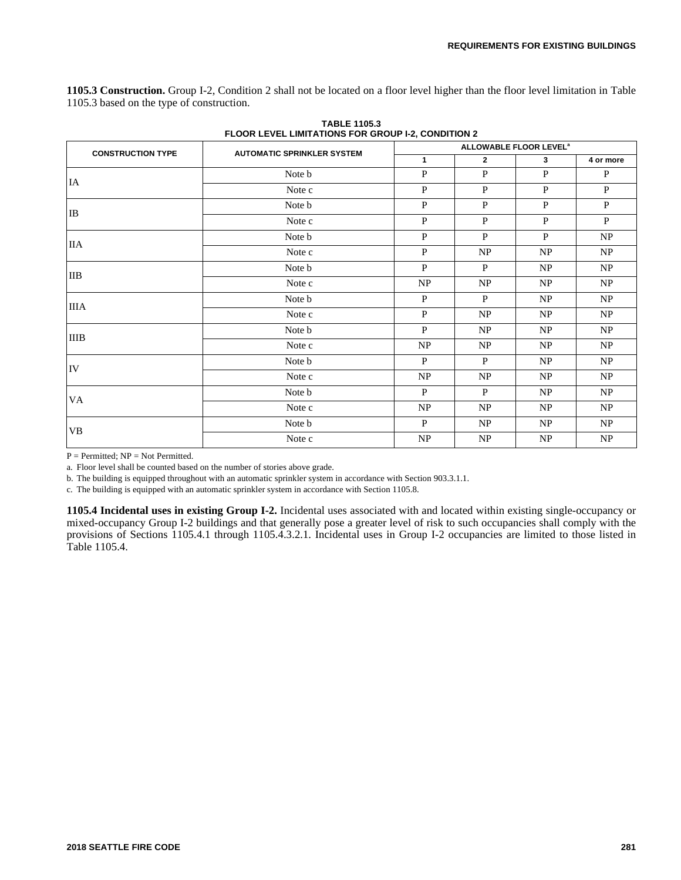**1105.3 Construction.** Group I-2, Condition 2 shall not be located on a floor level higher than the floor level limitation in Table 1105.3 based on the type of construction.

**TABLE 1105.3
FLOOR LEVEL LIMITATIONS FOR GROUP I-2, CONDITION 2**

| CONSTRUCTION TYPE | AUTOMATIC SPRINKLER SYSTEM | ALLOWABLE FLOOR LEVEL[a] | | | |
|---|---|---|---|---|---|
| | | 1 | 2 | 3 | 4 or more |
| IA | Note b | P | P | P | P |
| | Note c | P | P | P | P |
| IB | Note b | P | P | P | P |
| | Note c | P | P | P | P |
| IIA | Note b | P | P | P | NP |
| | Note c | P | NP | NP | NP |
| IIB | Note b | P | P | NP | NP |
| | Note c | NP | NP | NP | NP |
| IIIA | Note b | P | P | NP | NP |
| | Note c | P | NP | NP | NP |
| IIIB | Note b | P | NP | NP | NP |
| | Note c | NP | NP | NP | NP |
| IV | Note b | P | P | NP | NP |
| | Note c | NP | NP | NP | NP |
| VA | Note b | P | P | NP | NP |
| | Note c | NP | NP | NP | NP |
| VB | Note b | P | NP | NP | NP |
| | Note c | NP | NP | NP | NP |

P = Permitted; NP = Not Permitted.

a. Floor level shall be counted based on the number of stories above grade.

b. The building is equipped throughout with an automatic sprinkler system in accordance with Section 903.3.1.1.

c. The building is equipped with an automatic sprinkler system in accordance with Section 1105.8.

**1105.4 Incidental uses in existing Group I-2.** Incidental uses associated with and located within existing single-occupancy or mixed-occupancy Group I-2 buildings and that generally pose a greater level of risk to such occupancies shall comply with the provisions of Sections 1105.4.1 through 1105.4.3.2.1. Incidental uses in Group I-2 occupancies are limited to those listed in Table 1105.4.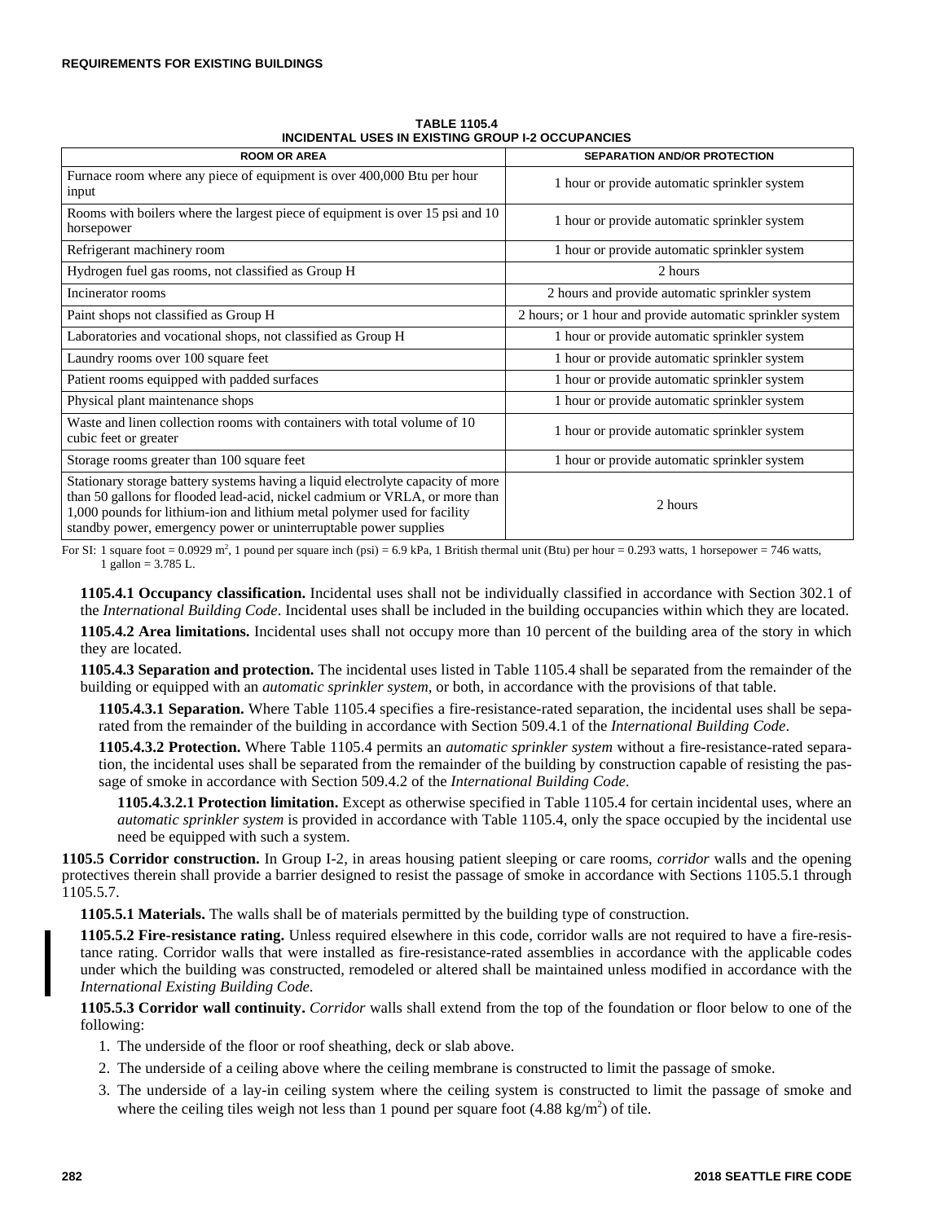**TABLE 1105.4**
**INCIDENTAL USES IN EXISTING GROUP I-2 OCCUPANCIES**

| ROOM OR AREA | SEPARATION AND/OR PROTECTION |
|---|---|
| Furnace room where any piece of equipment is over 400,000 Btu per hour input | 1 hour or provide automatic sprinkler system |
| Rooms with boilers where the largest piece of equipment is over 15 psi and 10 horsepower | 1 hour or provide automatic sprinkler system |
| Refrigerant machinery room | 1 hour or provide automatic sprinkler system |
| Hydrogen fuel gas rooms, not classified as Group H | 2 hours |
| Incinerator rooms | 2 hours and provide automatic sprinkler system |
| Paint shops not classified as Group H | 2 hours; or 1 hour and provide automatic sprinkler system |
| Laboratories and vocational shops, not classified as Group H | 1 hour or provide automatic sprinkler system |
| Laundry rooms over 100 square feet | 1 hour or provide automatic sprinkler system |
| Patient rooms equipped with padded surfaces | 1 hour or provide automatic sprinkler system |
| Physical plant maintenance shops | 1 hour or provide automatic sprinkler system |
| Waste and linen collection rooms with containers with total volume of 10 cubic feet or greater | 1 hour or provide automatic sprinkler system |
| Storage rooms greater than 100 square feet | 1 hour or provide automatic sprinkler system |
| Stationary storage battery systems having a liquid electrolyte capacity of more than 50 gallons for flooded lead-acid, nickel cadmium or VRLA, or more than 1,000 pounds for lithium-ion and lithium metal polymer used for facility standby power, emergency power or uninterruptable power supplies | 2 hours |

For SI: 1 square foot = 0.0929 m$^2$, 1 pound per square inch (psi) = 6.9 kPa, 1 British thermal unit (Btu) per hour = 0.293 watts, 1 horsepower = 746 watts, 1 gallon = 3.785 L.

**1105.4.1 Occupancy classification.** Incidental uses shall not be individually classified in accordance with Section 302.1 of the *International Building Code*. Incidental uses shall be included in the building occupancies within which they are located.

**1105.4.2 Area limitations.** Incidental uses shall not occupy more than 10 percent of the building area of the story in which they are located.

**1105.4.3 Separation and protection.** The incidental uses listed in Table 1105.4 shall be separated from the remainder of the building or equipped with an *automatic sprinkler system*, or both, in accordance with the provisions of that table.

**1105.4.3.1 Separation.** Where Table 1105.4 specifies a fire-resistance-rated separation, the incidental uses shall be separated from the remainder of the building in accordance with Section 509.4.1 of the *International Building Code*.

**1105.4.3.2 Protection.** Where Table 1105.4 permits an *automatic sprinkler system* without a fire-resistance-rated separation, the incidental uses shall be separated from the remainder of the building by construction capable of resisting the passage of smoke in accordance with Section 509.4.2 of the *International Building Code*.

**1105.4.3.2.1 Protection limitation.** Except as otherwise specified in Table 1105.4 for certain incidental uses, where an *automatic sprinkler system* is provided in accordance with Table 1105.4, only the space occupied by the incidental use need be equipped with such a system.

**1105.5 Corridor construction.** In Group I-2, in areas housing patient sleeping or care rooms, *corridor* walls and the opening protectives therein shall provide a barrier designed to resist the passage of smoke in accordance with Sections 1105.5.1 through 1105.5.7.

**1105.5.1 Materials.** The walls shall be of materials permitted by the building type of construction.

**1105.5.2 Fire-resistance rating.** Unless required elsewhere in this code, corridor walls are not required to have a fire-resistance rating. Corridor walls that were installed as fire-resistance-rated assemblies in accordance with the applicable codes under which the building was constructed, remodeled or altered shall be maintained unless modified in accordance with the *International Existing Building Code*.

**1105.5.3 Corridor wall continuity.** *Corridor* walls shall extend from the top of the foundation or floor below to one of the following:

1. The underside of the floor or roof sheathing, deck or slab above.
2. The underside of a ceiling above where the ceiling membrane is constructed to limit the passage of smoke.
3. The underside of a lay-in ceiling system where the ceiling system is constructed to limit the passage of smoke and where the ceiling tiles weigh not less than 1 pound per square foot (4.88 kg/m$^2$) of tile.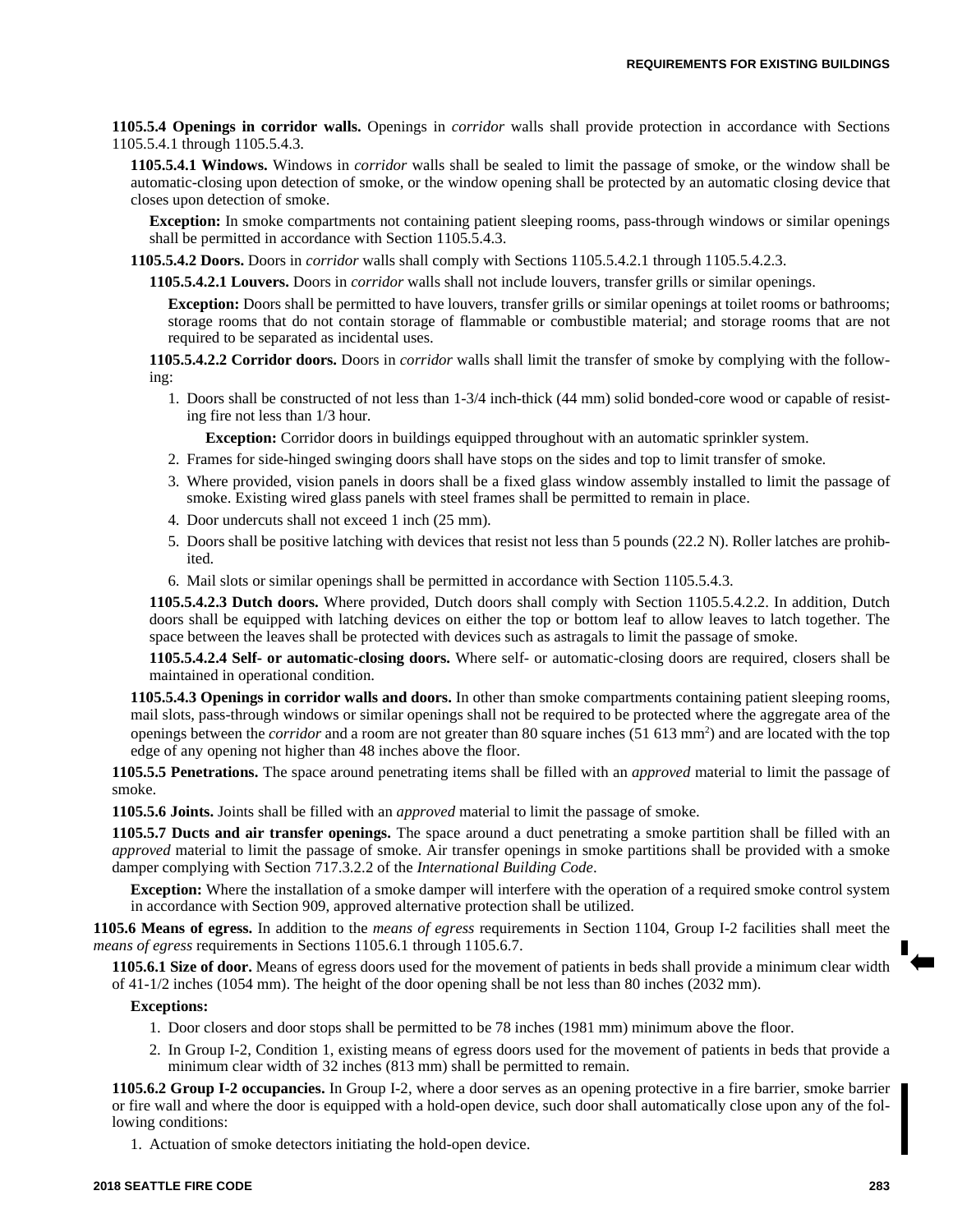**1105.5.4 Openings in corridor walls.** Openings in *corridor* walls shall provide protection in accordance with Sections 1105.5.4.1 through 1105.5.4.3.

**1105.5.4.1 Windows.** Windows in *corridor* walls shall be sealed to limit the passage of smoke, or the window shall be automatic-closing upon detection of smoke, or the window opening shall be protected by an automatic closing device that closes upon detection of smoke.

**Exception:** In smoke compartments not containing patient sleeping rooms, pass-through windows or similar openings shall be permitted in accordance with Section 1105.5.4.3.

**1105.5.4.2 Doors.** Doors in *corridor* walls shall comply with Sections 1105.5.4.2.1 through 1105.5.4.2.3.

**1105.5.4.2.1 Louvers.** Doors in *corridor* walls shall not include louvers, transfer grills or similar openings.

**Exception:** Doors shall be permitted to have louvers, transfer grills or similar openings at toilet rooms or bathrooms; storage rooms that do not contain storage of flammable or combustible material; and storage rooms that are not required to be separated as incidental uses.

**1105.5.4.2.2 Corridor doors.** Doors in *corridor* walls shall limit the transfer of smoke by complying with the following:

1. Doors shall be constructed of not less than 1-3/4 inch-thick (44 mm) solid bonded-core wood or capable of resisting fire not less than 1/3 hour.

   **Exception:** Corridor doors in buildings equipped throughout with an automatic sprinkler system.

2. Frames for side-hinged swinging doors shall have stops on the sides and top to limit transfer of smoke.
3. Where provided, vision panels in doors shall be a fixed glass window assembly installed to limit the passage of smoke. Existing wired glass panels with steel frames shall be permitted to remain in place.
4. Door undercuts shall not exceed 1 inch (25 mm).
5. Doors shall be positive latching with devices that resist not less than 5 pounds (22.2 N). Roller latches are prohibited.
6. Mail slots or similar openings shall be permitted in accordance with Section 1105.5.4.3.

**1105.5.4.2.3 Dutch doors.** Where provided, Dutch doors shall comply with Section 1105.5.4.2.2. In addition, Dutch doors shall be equipped with latching devices on either the top or bottom leaf to allow leaves to latch together. The space between the leaves shall be protected with devices such as astragals to limit the passage of smoke.

**1105.5.4.2.4 Self- or automatic-closing doors.** Where self- or automatic-closing doors are required, closers shall be maintained in operational condition.

**1105.5.4.3 Openings in corridor walls and doors.** In other than smoke compartments containing patient sleeping rooms, mail slots, pass-through windows or similar openings shall not be required to be protected where the aggregate area of the openings between the *corridor* and a room are not greater than 80 square inches (51 613 mm$^2$) and are located with the top edge of any opening not higher than 48 inches above the floor.

**1105.5.5 Penetrations.** The space around penetrating items shall be filled with an *approved* material to limit the passage of smoke.

**1105.5.6 Joints.** Joints shall be filled with an *approved* material to limit the passage of smoke.

**1105.5.7 Ducts and air transfer openings.** The space around a duct penetrating a smoke partition shall be filled with an *approved* material to limit the passage of smoke. Air transfer openings in smoke partitions shall be provided with a smoke damper complying with Section 717.3.2.2 of the *International Building Code*.

**Exception:** Where the installation of a smoke damper will interfere with the operation of a required smoke control system in accordance with Section 909, approved alternative protection shall be utilized.

**1105.6 Means of egress.** In addition to the *means of egress* requirements in Section 1104, Group I-2 facilities shall meet the *means of egress* requirements in Sections 1105.6.1 through 1105.6.7.

**1105.6.1 Size of door.** Means of egress doors used for the movement of patients in beds shall provide a minimum clear width of 41-1/2 inches (1054 mm). The height of the door opening shall be not less than 80 inches (2032 mm).

**Exceptions:**

1. Door closers and door stops shall be permitted to be 78 inches (1981 mm) minimum above the floor.
2. In Group I-2, Condition 1, existing means of egress doors used for the movement of patients in beds that provide a minimum clear width of 32 inches (813 mm) shall be permitted to remain.

**1105.6.2 Group I-2 occupancies.** In Group I-2, where a door serves as an opening protective in a fire barrier, smoke barrier or fire wall and where the door is equipped with a hold-open device, such door shall automatically close upon any of the following conditions:

1. Actuation of smoke detectors initiating the hold-open device.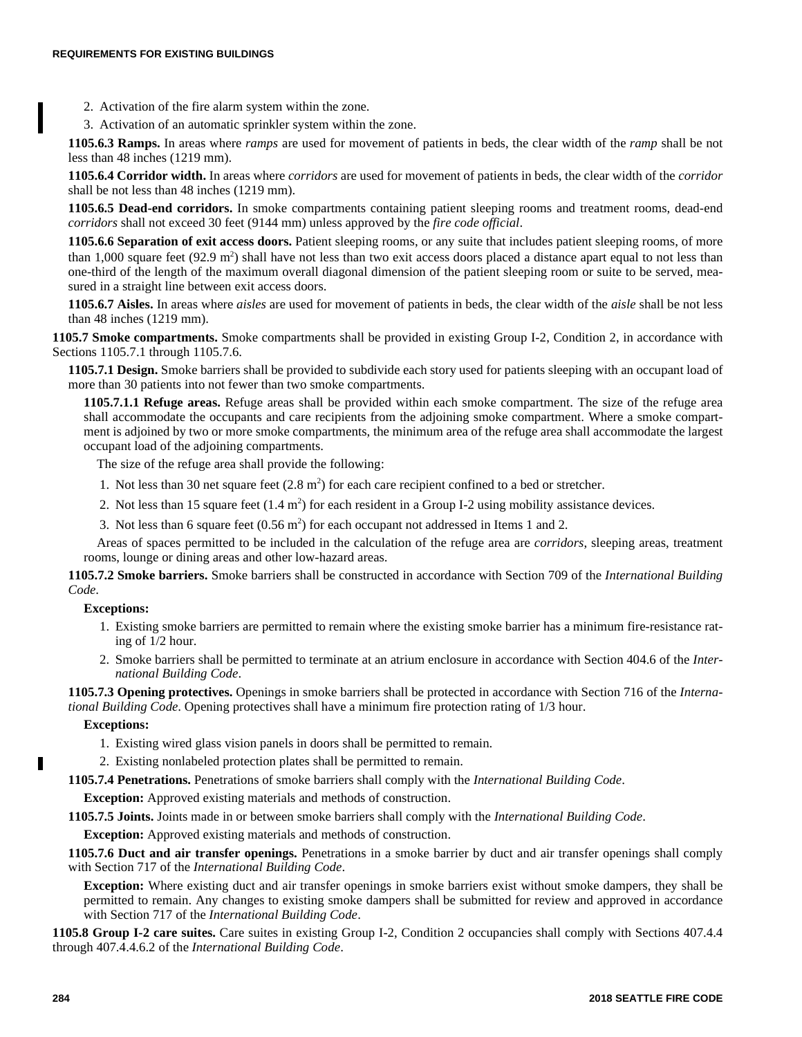2. Activation of the fire alarm system within the zone.
3. Activation of an automatic sprinkler system within the zone.

**1105.6.3 Ramps.** In areas where *ramps* are used for movement of patients in beds, the clear width of the *ramp* shall be not less than 48 inches (1219 mm).

**1105.6.4 Corridor width.** In areas where *corridors* are used for movement of patients in beds, the clear width of the *corridor* shall be not less than 48 inches (1219 mm).

**1105.6.5 Dead-end corridors.** In smoke compartments containing patient sleeping rooms and treatment rooms, dead-end *corridors* shall not exceed 30 feet (9144 mm) unless approved by the *fire code official*.

**1105.6.6 Separation of exit access doors.** Patient sleeping rooms, or any suite that includes patient sleeping rooms, of more than 1,000 square feet (92.9 $m^2$) shall have not less than two exit access doors placed a distance apart equal to not less than one-third of the length of the maximum overall diagonal dimension of the patient sleeping room or suite to be served, measured in a straight line between exit access doors.

**1105.6.7 Aisles.** In areas where *aisles* are used for movement of patients in beds, the clear width of the *aisle* shall be not less than 48 inches (1219 mm).

**1105.7 Smoke compartments.** Smoke compartments shall be provided in existing Group I-2, Condition 2, in accordance with Sections 1105.7.1 through 1105.7.6.

**1105.7.1 Design.** Smoke barriers shall be provided to subdivide each story used for patients sleeping with an occupant load of more than 30 patients into not fewer than two smoke compartments.

**1105.7.1.1 Refuge areas.** Refuge areas shall be provided within each smoke compartment. The size of the refuge area shall accommodate the occupants and care recipients from the adjoining smoke compartment. Where a smoke compartment is adjoined by two or more smoke compartments, the minimum area of the refuge area shall accommodate the largest occupant load of the adjoining compartments.

The size of the refuge area shall provide the following:

1. Not less than 30 net square feet (2.8 $m^2$) for each care recipient confined to a bed or stretcher.
2. Not less than 15 square feet (1.4 $m^2$) for each resident in a Group I-2 using mobility assistance devices.
3. Not less than 6 square feet (0.56 $m^2$) for each occupant not addressed in Items 1 and 2.

Areas of spaces permitted to be included in the calculation of the refuge area are *corridors*, sleeping areas, treatment rooms, lounge or dining areas and other low-hazard areas.

**1105.7.2 Smoke barriers.** Smoke barriers shall be constructed in accordance with Section 709 of the *International Building Code*.

**Exceptions:**

1. Existing smoke barriers are permitted to remain where the existing smoke barrier has a minimum fire-resistance rating of 1/2 hour.
2. Smoke barriers shall be permitted to terminate at an atrium enclosure in accordance with Section 404.6 of the *International Building Code*.

**1105.7.3 Opening protectives.** Openings in smoke barriers shall be protected in accordance with Section 716 of the *International Building Code*. Opening protectives shall have a minimum fire protection rating of 1/3 hour.

**Exceptions:**

1. Existing wired glass vision panels in doors shall be permitted to remain.
2. Existing nonlabeled protection plates shall be permitted to remain.

**1105.7.4 Penetrations.** Penetrations of smoke barriers shall comply with the *International Building Code*.

**Exception:** Approved existing materials and methods of construction.

**1105.7.5 Joints.** Joints made in or between smoke barriers shall comply with the *International Building Code*.

**Exception:** Approved existing materials and methods of construction.

**1105.7.6 Duct and air transfer openings.** Penetrations in a smoke barrier by duct and air transfer openings shall comply with Section 717 of the *International Building Code*.

**Exception:** Where existing duct and air transfer openings in smoke barriers exist without smoke dampers, they shall be permitted to remain. Any changes to existing smoke dampers shall be submitted for review and approved in accordance with Section 717 of the *International Building Code*.

**1105.8 Group I-2 care suites.** Care suites in existing Group I-2, Condition 2 occupancies shall comply with Sections 407.4.4 through 407.4.4.6.2 of the *International Building Code*.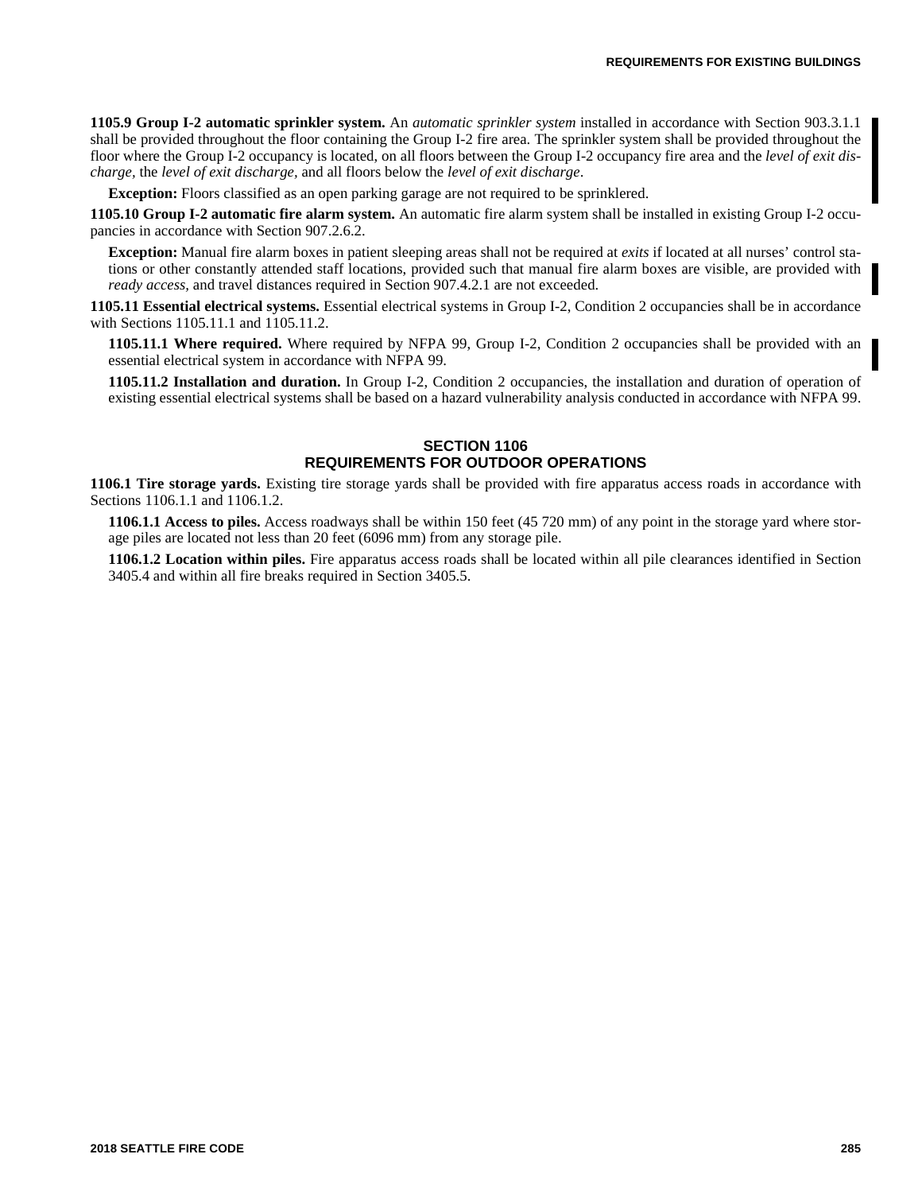**1105.9 Group I-2 automatic sprinkler system.** An *automatic sprinkler system* installed in accordance with Section 903.3.1.1 shall be provided throughout the floor containing the Group I-2 fire area. The sprinkler system shall be provided throughout the floor where the Group I-2 occupancy is located, on all floors between the Group I-2 occupancy fire area and the *level of exit discharge*, the *level of exit discharge*, and all floors below the *level of exit discharge*.

**Exception:** Floors classified as an open parking garage are not required to be sprinklered.

**1105.10 Group I-2 automatic fire alarm system.** An automatic fire alarm system shall be installed in existing Group I-2 occupancies in accordance with Section 907.2.6.2.

**Exception:** Manual fire alarm boxes in patient sleeping areas shall not be required at *exits* if located at all nurses' control stations or other constantly attended staff locations, provided such that manual fire alarm boxes are visible, are provided with *ready access*, and travel distances required in Section 907.4.2.1 are not exceeded.

**1105.11 Essential electrical systems.** Essential electrical systems in Group I-2, Condition 2 occupancies shall be in accordance with Sections 1105.11.1 and 1105.11.2.

**1105.11.1 Where required.** Where required by NFPA 99, Group I-2, Condition 2 occupancies shall be provided with an essential electrical system in accordance with NFPA 99.

**1105.11.2 Installation and duration.** In Group I-2, Condition 2 occupancies, the installation and duration of operation of existing essential electrical systems shall be based on a hazard vulnerability analysis conducted in accordance with NFPA 99.

## SECTION 1106
## REQUIREMENTS FOR OUTDOOR OPERATIONS

**1106.1 Tire storage yards.** Existing tire storage yards shall be provided with fire apparatus access roads in accordance with Sections 1106.1.1 and 1106.1.2.

**1106.1.1 Access to piles.** Access roadways shall be within 150 feet (45 720 mm) of any point in the storage yard where storage piles are located not less than 20 feet (6096 mm) from any storage pile.

**1106.1.2 Location within piles.** Fire apparatus access roads shall be located within all pile clearances identified in Section 3405.4 and within all fire breaks required in Section 3405.5.